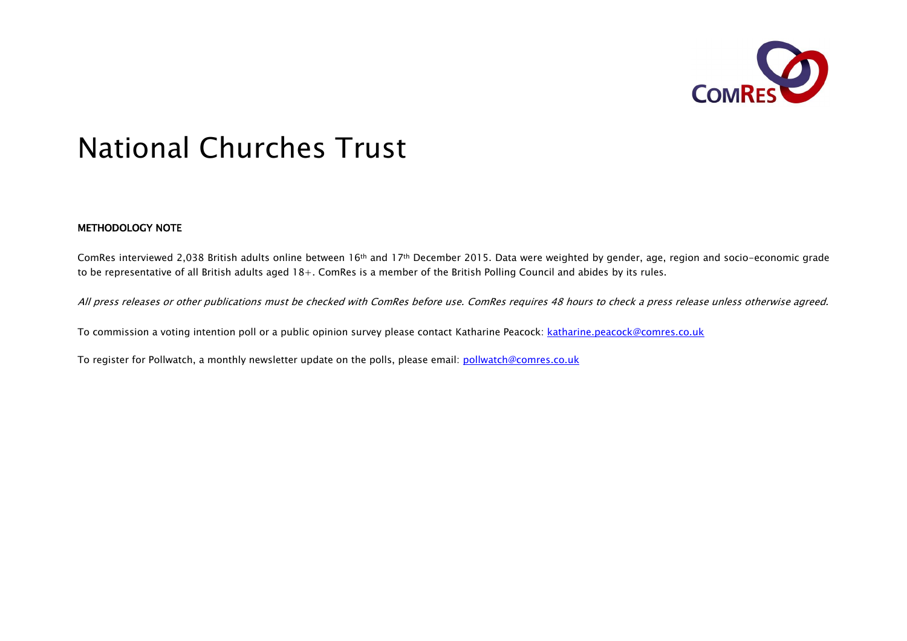# National Churches Trust

**METHODOLOGY NOTE**

ComRes interviewed 2,038 British adults online between 16th and 17th December 2015. Data were weighted by gender, age, region and socio-economic grade to be representative of all British adults aged 18+. ComRes is a member of the British Polling Council and abides by its rules.

*All press releases or other publications must be checked with ComRes before use. ComRes requires 48 hours to check a press release unless otherwise agreed.*

To commission a voting intention poll or a public opinion survey please contact Katharine Peacock: katharine.peacock@comres.co.uk

To register for Pollwatch, a monthly newsletter update on the polls, please email: pollwatch@comres.co.uk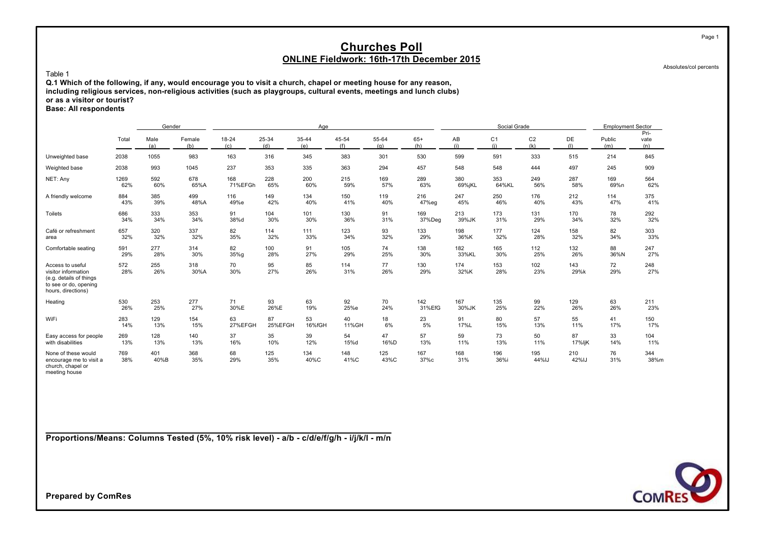# Churches Poll

## ONLINE Fieldwork: 16th-17th December 2015

Absolutes/col percents

Table 1

**Q.1 Which of the following, if any, would encourage you to visit a church, chapel or meeting house for any reason, including religious services, non-religious activities (such as playgroups, cultural events, meetings and lunch clubs) or as a visitor or tourist?**

**Base: All respondents**

| | | Gender | | Age | | | | | | Social Grade | | | | Employment Sector | |
|---|---|---|---|---|---|---|---|---|---|---|---|---|---|---|---|
| | Total | Male (a) | Female (b) | 18-24 (c) | 25-34 (d) | 35-44 (e) | 45-54 (f) | 55-64 (g) | 65+ (h) | AB (i) | C1 (j) | C2 (k) | DE (l) | Public (m) | Pri-vate (n) |
| Unweighted base | 2038 | 1055 | 983 | 163 | 316 | 345 | 383 | 301 | 530 | 599 | 591 | 333 | 515 | 214 | 845 |
| Weighted base | 2038 | 993 | 1045 | 237 | 353 | 335 | 363 | 294 | 457 | 548 | 548 | 444 | 497 | 245 | 909 |
| NET: Any | 1269 | 592 | 678 | 168 | 228 | 200 | 215 | 169 | 289 | 380 | 353 | 249 | 287 | 169 | 564 |
| | 62% | 60% | 65%A | 71%EFGh | 65% | 60% | 59% | 57% | 63% | 69%jKL | 64%KL | 56% | 58% | 69%n | 62% |
| A friendly welcome | 884 | 385 | 499 | 116 | 149 | 134 | 150 | 119 | 216 | 247 | 250 | 176 | 212 | 114 | 375 |
| | 43% | 39% | 48%A | 49%e | 42% | 40% | 41% | 40% | 47%eg | 45% | 46% | 40% | 43% | 47% | 41% |
| Toilets | 686 | 333 | 353 | 91 | 104 | 101 | 130 | 91 | 169 | 213 | 173 | 131 | 170 | 78 | 292 |
| | 34% | 34% | 34% | 38%d | 30% | 30% | 36% | 31% | 37%Deg | 39%JK | 31% | 29% | 34% | 32% | 32% |
| Café or refreshment area | 657 | 320 | 337 | 82 | 114 | 111 | 123 | 93 | 133 | 198 | 177 | 124 | 158 | 82 | 303 |
| | 32% | 32% | 32% | 35% | 32% | 33% | 34% | 32% | 29% | 36%K | 32% | 28% | 32% | 34% | 33% |
| Comfortable seating | 591 | 277 | 314 | 82 | 100 | 91 | 105 | 74 | 138 | 182 | 165 | 112 | 132 | 88 | 247 |
| | 29% | 28% | 30% | 35%g | 28% | 27% | 29% | 25% | 30% | 33%KL | 30% | 25% | 26% | 36%N | 27% |
| Access to useful visitor information (e.g. details of things to see or do, opening hours, directions) | 572 | 255 | 318 | 70 | 95 | 85 | 114 | 77 | 130 | 174 | 153 | 102 | 143 | 72 | 248 |
| | 28% | 26% | 30%A | 30% | 27% | 26% | 31% | 26% | 29% | 32%K | 28% | 23% | 29%k | 29% | 27% |
| Heating | 530 | 253 | 277 | 71 | 93 | 63 | 92 | 70 | 142 | 167 | 135 | 99 | 129 | 63 | 211 |
| | 26% | 25% | 27% | 30%E | 26%E | 19% | 25%e | 24% | 31%EfG | 30%JK | 25% | 22% | 26% | 26% | 23% |
| WiFi | 283 | 129 | 154 | 63 | 87 | 53 | 40 | 18 | 23 | 91 | 80 | 57 | 55 | 41 | 150 |
| | 14% | 13% | 15% | 27%EFGH | 25%EFGH | 16%fGH | 11%GH | 6% | 5% | 17%L | 15% | 13% | 11% | 17% | 17% |
| Easy access for people with disabilities | 269 | 128 | 140 | 37 | 35 | 39 | 54 | 47 | 57 | 59 | 73 | 50 | 87 | 33 | 104 |
| | 13% | 13% | 13% | 16% | 10% | 12% | 15%d | 16%D | 13% | 11% | 13% | 11% | 17%IjK | 14% | 11% |
| None of these would encourage me to visit a church, chapel or meeting house | 769 | 401 | 368 | 68 | 125 | 134 | 148 | 125 | 167 | 168 | 196 | 195 | 210 | 76 | 344 |
| | 38% | 40%B | 35% | 29% | 35% | 40%C | 41%C | 43%C | 37%c | 31% | 36%i | 44%IJ | 42%IJ | 31% | 38%m |

**Proportions/Means: Columns Tested (5%, 10% risk level) - a/b - c/d/e/f/g/h - i/j/k/l - m/n**

**Prepared by ComRes**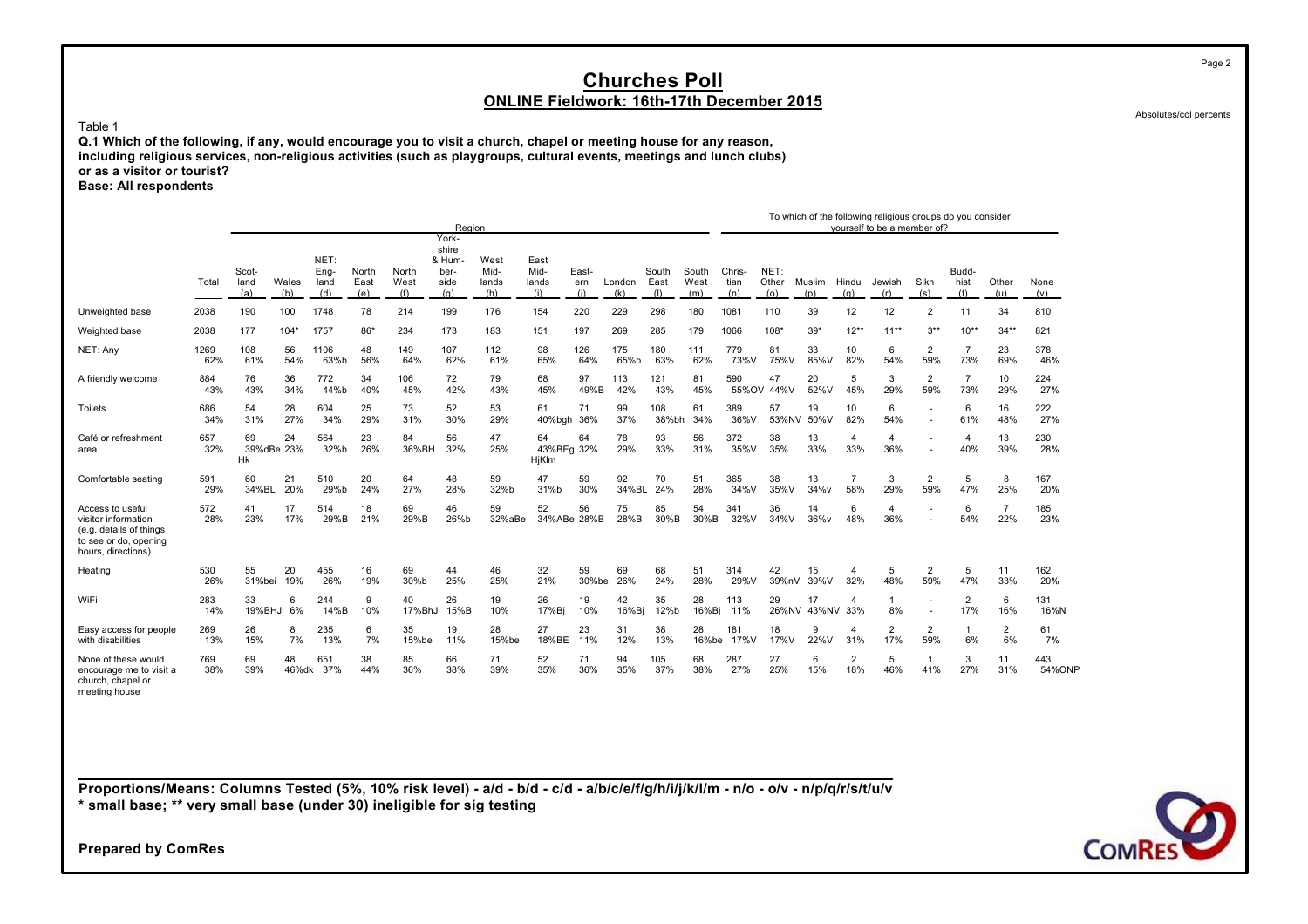# Churches Poll

## ONLINE Fieldwork: 16th-17th December 2015

Absolutes/col percents

Table 1

**Q.1 Which of the following, if any, would encourage you to visit a church, chapel or meeting house for any reason, including religious services, non-religious activities (such as playgroups, cultural events, meetings and lunch clubs) or as a visitor or tourist?**
**Base: All respondents**

| | | Region | | | | | | | | | | | | | To which of the following religious groups do you consider yourself to be a member of? | | | | | | | | | |
|---|---|---|---|---|---|---|---|---|---|---|---|---|---|---|---|---|---|---|---|---|---|---|---|---|
| | Total | Scotland (a) | Wales (b) | NET: England (d) | North East (e) | North West (f) | Yorkshire & Humberside (g) | West Midlands (h) | East Midlands (i) | Eastern (j) | London (k) | South East (l) | South West (m) | Christian (n) | NET: Other (o) | Muslim (p) | Hindu (q) | Jewish (r) | Sikh (s) | Buddhist (t) | Other (u) | None (v) |
| Unweighted base | 2038 | 190 | 100 | 1748 | 78 | 214 | 199 | 176 | 154 | 220 | 229 | 298 | 180 | 1081 | 110 | 39 | 12 | 12 | 2 | 11 | 34 | 810 |
| Weighted base | 2038 | 177 | 104* | 1757 | 86* | 234 | 173 | 183 | 151 | 197 | 269 | 285 | 179 | 1066 | 108* | 39* | 12** | 11** | 3** | 10** | 34** | 821 |
| NET: Any | 1269<br>62% | 108<br>61% | 56<br>54% | 1106<br>63%b | 48<br>56% | 149<br>64% | 107<br>62% | 112<br>61% | 98<br>65% | 126<br>64% | 175<br>65%b | 180<br>63% | 111<br>62% | 779<br>73%V | 81<br>75%V | 33<br>85%V | 10<br>82% | 6<br>54% | 2<br>59% | 7<br>73% | 23<br>69% | 378<br>46% |
| A friendly welcome | 884<br>43% | 76<br>43% | 36<br>34% | 772<br>44%b | 34<br>40% | 106<br>45% | 72<br>42% | 79<br>43% | 68<br>45% | 97<br>49%B | 113<br>42% | 121<br>43% | 81<br>45% | 590<br>55%OV | 47<br>44%V | 20<br>52%V | 5<br>45% | 3<br>29% | 2<br>59% | 7<br>73% | 10<br>29% | 224<br>27% |
| Toilets | 686<br>34% | 54<br>31% | 28<br>27% | 604<br>34% | 25<br>29% | 73<br>31% | 52<br>30% | 53<br>29% | 61<br>40%bgh | 71<br>36% | 99<br>37% | 108<br>38%bh | 61<br>34% | 389<br>36%V | 57<br>53%NV | 19<br>50%V | 10<br>82% | 6<br>54% | -<br>- | 6<br>61% | 16<br>48% | 222<br>27% |
| Café or refreshment area | 657<br>32% | 69<br>39%dBe<br>Hk | 24<br>23% | 564<br>32%b | 23<br>26% | 84<br>36%BH | 56<br>32% | 47<br>25% | 64<br>43%BEg<br>HjKlm | 64<br>32% | 78<br>29% | 93<br>33% | 56<br>31% | 372<br>35%V | 38<br>35% | 13<br>33% | 4<br>33% | 4<br>36% | -<br>- | 4<br>40% | 13<br>39% | 230<br>28% |
| Comfortable seating | 591<br>29% | 60<br>34%BL | 21<br>20% | 510<br>29%b | 20<br>24% | 64<br>27% | 48<br>28% | 59<br>32%b | 47<br>31%b | 59<br>30% | 92<br>34%BL | 70<br>24% | 51<br>28% | 365<br>34%V | 38<br>35%V | 13<br>34%v | 7<br>58% | 3<br>29% | 2<br>59% | 5<br>47% | 8<br>25% | 167<br>20% |
| Access to useful visitor information (e.g. details of things to see or do, opening hours, directions) | 572<br>28% | 41<br>23% | 17<br>17% | 514<br>29%B | 18<br>21% | 69<br>29%B | 46<br>26%b | 59<br>32%aBe | 52<br>34%ABe | 56<br>28%B | 75<br>28%B | 85<br>30%B | 54<br>30%B | 341<br>32%V | 36<br>34%V | 14<br>36%v | 6<br>48% | 4<br>36% | -<br>- | 6<br>54% | 7<br>22% | 185<br>23% |
| Heating | 530<br>26% | 55<br>31%bei | 20<br>19% | 455<br>26% | 16<br>19% | 69<br>30%b | 44<br>25% | 46<br>25% | 32<br>21% | 59<br>30%be | 69<br>26% | 68<br>24% | 51<br>28% | 314<br>29%V | 42<br>39%nV | 15<br>39%V | 4<br>32% | 5<br>48% | 2<br>59% | 5<br>47% | 11<br>33% | 162<br>20% |
| WiFi | 283<br>14% | 33<br>19%BHJl | 6<br>6% | 244<br>14%B | 9<br>10% | 40<br>17%BhJ | 26<br>15%B | 19<br>10% | 26<br>17%Bj | 19<br>10% | 42<br>16%Bj | 35<br>12%b | 28<br>16%Bj | 113<br>11% | 29<br>26%NV | 17<br>43%NV | 4<br>33% | 1<br>8% | -<br>- | 2<br>17% | 6<br>16% | 131<br>16%N |
| Easy access for people with disabilities | 269<br>13% | 26<br>15% | 8<br>7% | 235<br>13% | 6<br>7% | 35<br>15%be | 19<br>11% | 28<br>15%be | 27<br>18%BE | 23<br>11% | 31<br>12% | 38<br>13% | 28<br>16%be | 181<br>17%V | 18<br>17%V | 9<br>22%V | 4<br>31% | 2<br>17% | 2<br>59% | 1<br>6% | 2<br>6% | 61<br>7% |
| None of these would encourage me to visit a church, chapel or meeting house | 769<br>38% | 69<br>39% | 48<br>46%dk | 651<br>37% | 38<br>44% | 85<br>36% | 66<br>38% | 71<br>39% | 52<br>35% | 71<br>36% | 94<br>35% | 105<br>37% | 68<br>38% | 287<br>27% | 27<br>25% | 6<br>15% | 2<br>18% | 5<br>46% | 1<br>41% | 3<br>27% | 11<br>31% | 443<br>54%ONP |

**Proportions/Means: Columns Tested (5%, 10% risk level) - a/d - b/d - c/d - a/b/c/e/f/g/h/i/j/k/l/m - n/o - o/v - n/p/q/r/s/t/u/v**
**\* small base; \*\* very small base (under 30) ineligible for sig testing**

**Prepared by ComRes**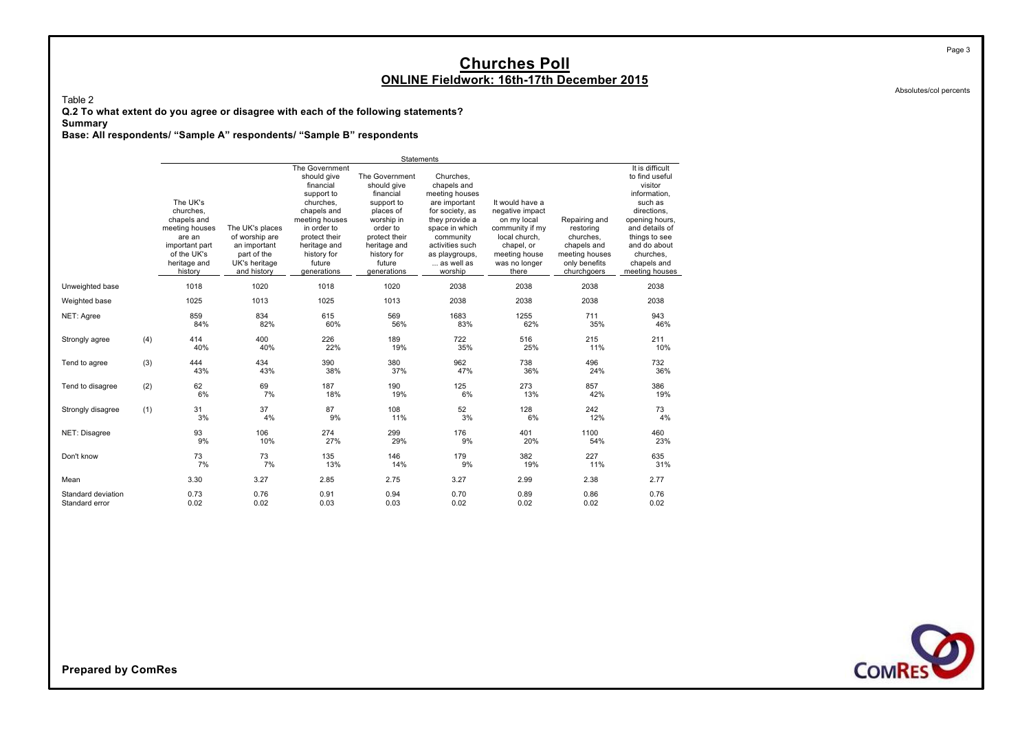# Churches Poll

## ONLINE Fieldwork: 16th-17th December 2015

Absolutes/col percents

Table 2

**Q.2 To what extent do you agree or disagree with each of the following statements?**

**Summary**

**Base: All respondents/ "Sample A" respondents/ "Sample B" respondents**

| | | Statements | | | | | | | |
|---|---|---|---|---|---|---|---|---|---|
| | | The UK's churches, chapels and meeting houses are an important part of the UK's heritage and history | The UK's places of worship are an important part of the UK's heritage and history | The Government should give financial support to churches, chapels and meeting houses in order to protect their heritage and history for future generations | The Government should give financial support to places of worship in order to protect their heritage and history for future generations | Churches, chapels and meeting houses are important for society, as they provide a space in which community activities such as playgroups, ... as well as worship | It would have a negative impact on my local community if my local church, chapel, or meeting house was no longer there | Repairing and restoring churches, chapels and meeting houses only benefits churchgoers | It is difficult to find useful visitor information, such as directions, opening hours, and details of things to see and do about churches, chapels and meeting houses |
| Unweighted base | | 1018 | 1020 | 1018 | 1020 | 2038 | 2038 | 2038 | 2038 |
| Weighted base | | 1025 | 1013 | 1025 | 1013 | 2038 | 2038 | 2038 | 2038 |
| NET: Agree | | 859 | 834 | 615 | 569 | 1683 | 1255 | 711 | 943 |
| | | 84% | 82% | 60% | 56% | 83% | 62% | 35% | 46% |
| Strongly agree | (4) | 414 | 400 | 226 | 189 | 722 | 516 | 215 | 211 |
| | | 40% | 40% | 22% | 19% | 35% | 25% | 11% | 10% |
| Tend to agree | (3) | 444 | 434 | 390 | 380 | 962 | 738 | 496 | 732 |
| | | 43% | 43% | 38% | 37% | 47% | 36% | 24% | 36% |
| Tend to disagree | (2) | 62 | 69 | 187 | 190 | 125 | 273 | 857 | 386 |
| | | 6% | 7% | 18% | 19% | 6% | 13% | 42% | 19% |
| Strongly disagree | (1) | 31 | 37 | 87 | 108 | 52 | 128 | 242 | 73 |
| | | 3% | 4% | 9% | 11% | 3% | 6% | 12% | 4% |
| NET: Disagree | | 93 | 106 | 274 | 299 | 176 | 401 | 1100 | 460 |
| | | 9% | 10% | 27% | 29% | 9% | 20% | 54% | 23% |
| Don't know | | 73 | 73 | 135 | 146 | 179 | 382 | 227 | 635 |
| | | 7% | 7% | 13% | 14% | 9% | 19% | 11% | 31% |
| Mean | | 3.30 | 3.27 | 2.85 | 2.75 | 3.27 | 2.99 | 2.38 | 2.77 |
| Standard deviation | | 0.73 | 0.76 | 0.91 | 0.94 | 0.70 | 0.89 | 0.86 | 0.76 |
| Standard error | | 0.02 | 0.02 | 0.03 | 0.03 | 0.02 | 0.02 | 0.02 | 0.02 |

**Prepared by ComRes**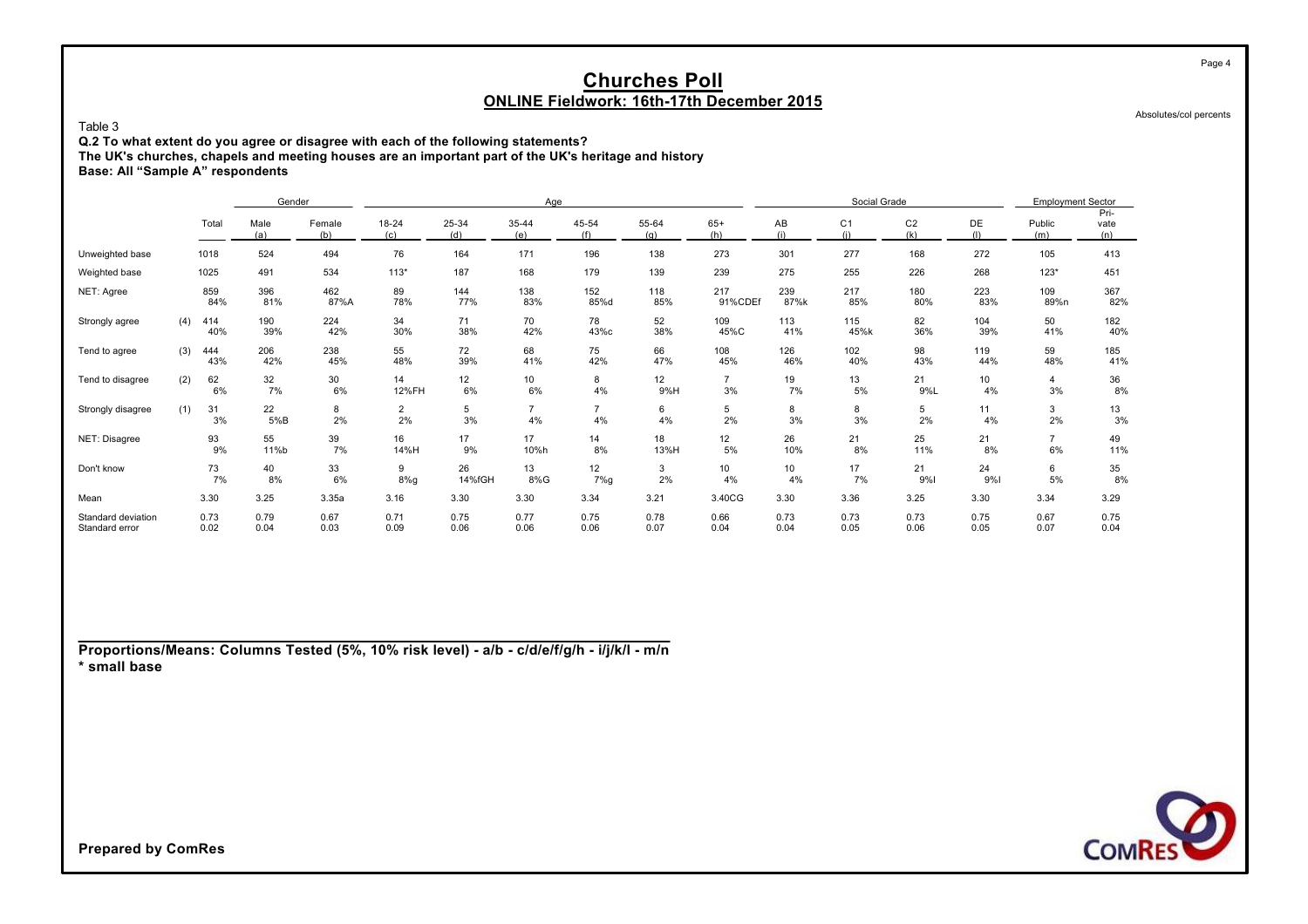# Churches Poll

## ONLINE Fieldwork: 16th-17th December 2015

Absolutes/col percents

Table 3

**Q.2 To what extent do you agree or disagree with each of the following statements?**
**The UK's churches, chapels and meeting houses are an important part of the UK's heritage and history**
**Base: All "Sample A" respondents**

| | | | Gender | | Age | | | | | | Social Grade | | | | Employment Sector | |
|---|---|---|---|---|---|---|---|---|---|---|---|---|---|---|---|---|
| | | Total | Male (a) | Female (b) | 18-24 (c) | 25-34 (d) | 35-44 (e) | 45-54 (f) | 55-64 (g) | 65+ (h) | AB (i) | C1 (j) | C2 (k) | DE (l) | Public (m) | Pri-vate (n) |
| Unweighted base | | 1018 | 524 | 494 | 76 | 164 | 171 | 196 | 138 | 273 | 301 | 277 | 168 | 272 | 105 | 413 |
| Weighted base | | 1025 | 491 | 534 | 113* | 187 | 168 | 179 | 139 | 239 | 275 | 255 | 226 | 268 | 123* | 451 |
| NET: Agree | | 859 | 396 | 462 | 89 | 144 | 138 | 152 | 118 | 217 | 239 | 217 | 180 | 223 | 109 | 367 |
| | | 84% | 81% | 87%A | 78% | 77% | 83% | 85%d | 85% | 91%CDEf | 87%k | 85% | 80% | 83% | 89%n | 82% |
| Strongly agree | (4) | 414 | 190 | 224 | 34 | 71 | 70 | 78 | 52 | 109 | 113 | 115 | 82 | 104 | 50 | 182 |
| | | 40% | 39% | 42% | 30% | 38% | 42% | 43%c | 38% | 45%C | 41% | 45%k | 36% | 39% | 41% | 40% |
| Tend to agree | (3) | 444 | 206 | 238 | 55 | 72 | 68 | 75 | 66 | 108 | 126 | 102 | 98 | 119 | 59 | 185 |
| | | 43% | 42% | 45% | 48% | 39% | 41% | 42% | 47% | 45% | 46% | 40% | 43% | 44% | 48% | 41% |
| Tend to disagree | (2) | 62 | 32 | 30 | 14 | 12 | 10 | 8 | 12 | 7 | 19 | 13 | 21 | 10 | 4 | 36 |
| | | 6% | 7% | 6% | 12%FH | 6% | 6% | 4% | 9%H | 3% | 7% | 5% | 9%L | 4% | 3% | 8% |
| Strongly disagree | (1) | 31 | 22 | 8 | 2 | 5 | 7 | 7 | 6 | 5 | 8 | 8 | 5 | 11 | 3 | 13 |
| | | 3% | 5%B | 2% | 2% | 3% | 4% | 4% | 4% | 2% | 3% | 3% | 2% | 4% | 2% | 3% |
| NET: Disagree | | 93 | 55 | 39 | 16 | 17 | 17 | 14 | 18 | 12 | 26 | 21 | 25 | 21 | 7 | 49 |
| | | 9% | 11%b | 7% | 14%H | 9% | 10%h | 8% | 13%H | 5% | 10% | 8% | 11% | 8% | 6% | 11% |
| Don't know | | 73 | 40 | 33 | 9 | 26 | 13 | 12 | 3 | 10 | 10 | 17 | 21 | 24 | 6 | 35 |
| | | 7% | 8% | 6% | 8%g | 14%fGH | 8%G | 7%g | 2% | 4% | 4% | 7% | 9%I | 9%I | 5% | 8% |
| Mean | | 3.30 | 3.25 | 3.35a | 3.16 | 3.30 | 3.30 | 3.34 | 3.21 | 3.40CG | 3.30 | 3.36 | 3.25 | 3.30 | 3.34 | 3.29 |
| Standard deviation | | 0.73 | 0.79 | 0.67 | 0.71 | 0.75 | 0.77 | 0.75 | 0.78 | 0.66 | 0.73 | 0.73 | 0.73 | 0.75 | 0.67 | 0.75 |
| Standard error | | 0.02 | 0.04 | 0.03 | 0.09 | 0.06 | 0.06 | 0.06 | 0.07 | 0.04 | 0.04 | 0.05 | 0.06 | 0.05 | 0.07 | 0.04 |

**Proportions/Means: Columns Tested (5%, 10% risk level) - a/b - c/d/e/f/g/h - i/j/k/l - m/n**
**\* small base**

**Prepared by ComRes**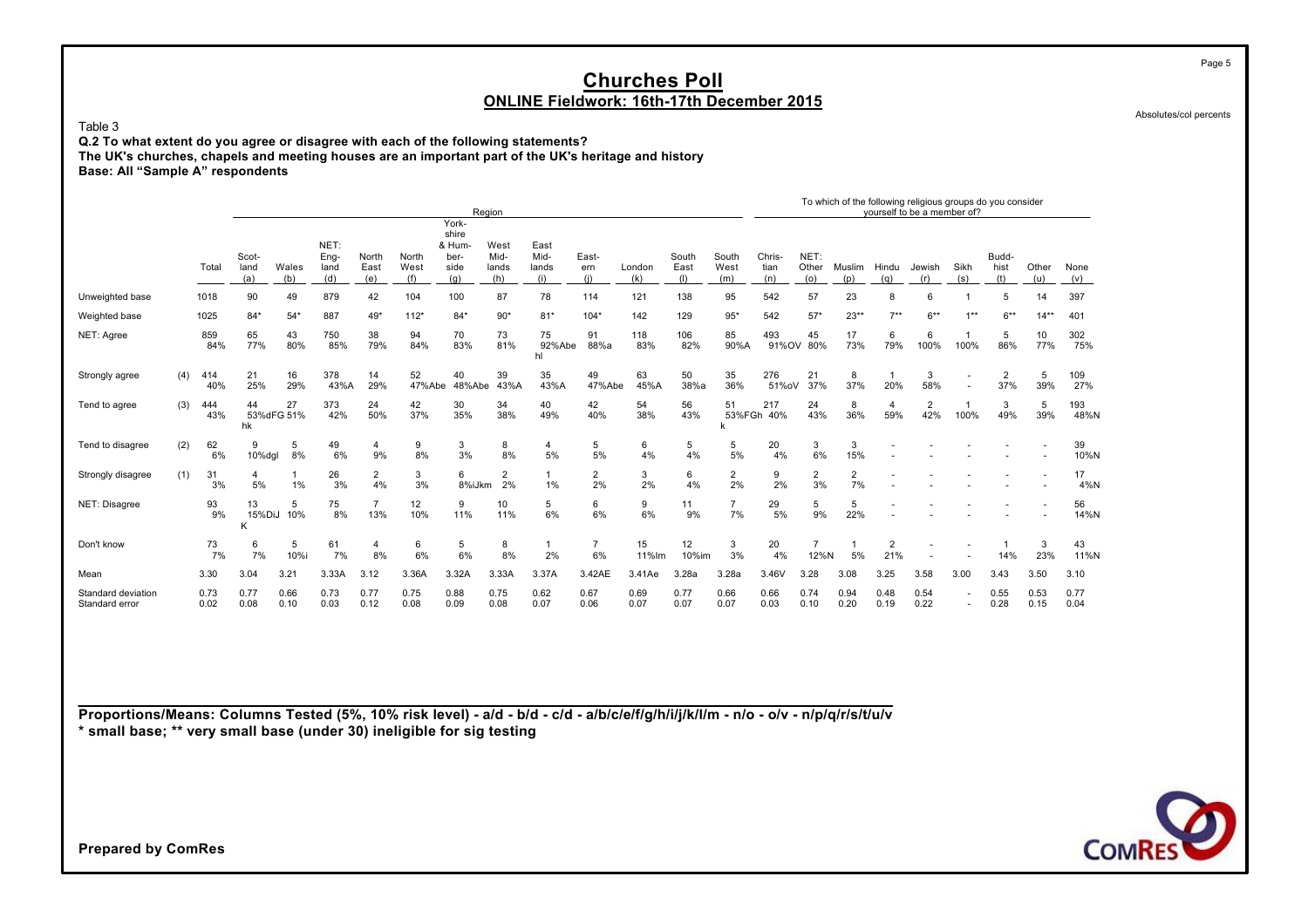# Churches Poll

## ONLINE Fieldwork: 16th-17th December 2015

Absolutes/col percents

Table 3

**Q.2 To what extent do you agree or disagree with each of the following statements?**
**The UK's churches, chapels and meeting houses are an important part of the UK's heritage and history**
**Base: All "Sample A" respondents**

| | | | Region | | | | | | | | | | | | | To which of the following religious groups do you consider yourself to be a member of? | | | | | | | | | |
|---|---|---|---|---|---|---|---|---|---|---|---|---|---|---|---|---|---|---|---|---|---|---|---|---|---|
| | | Total | Scot-land (a) | Wales (b) | NET: Eng-land (d) | North East (e) | North West (f) | York-shire & Hum-ber-side (g) | West Mid-lands (h) | East Mid-lands (i) | East-ern (j) | London (k) | South East (l) | South West (m) | Chris-tian (n) | NET: Other (o) | Muslim (p) | Hindu (q) | Jewish (r) | Sikh (s) | Budd-hist (t) | Other (u) | None (v) |
| Unweighted base | | 1018 | 90 | 49 | 879 | 42 | 104 | 100 | 87 | 78 | 114 | 121 | 138 | 95 | 542 | 57 | 23 | 8 | 6 | 1 | 5 | 14 | 397 |
| Weighted base | | 1025 | 84* | 54* | 887 | 49* | 112* | 84* | 90* | 81* | 104* | 142 | 129 | 95* | 542 | 57* | 23** | 7** | 6** | 1** | 6** | 14** | 401 |
| NET: Agree | | 859<br>84% | 65<br>77% | 43<br>80% | 750<br>85% | 38<br>79% | 94<br>84% | 70<br>83% | 73<br>81% | 75<br>92%Abe hl | 91<br>88%a | 118<br>83% | 106<br>82% | 85<br>90%A | 493<br>91%OV | 45<br>80% | 17<br>73% | 6<br>79% | 6<br>100% | 1<br>100% | 5<br>86% | 10<br>77% | 302<br>75% |
| Strongly agree | (4) | 414<br>40% | 21<br>25% | 16<br>29% | 378<br>43%A | 14<br>29% | 52<br>47%Abe | 40<br>48%Abe | 39<br>43%A | 35<br>43%A | 49<br>47%Abe | 63<br>45%A | 50<br>38%a | 35<br>36% | 276<br>51%oV | 21<br>37% | 8<br>37% | 1<br>20% | 3<br>58% | -<br>- | 2<br>37% | 5<br>39% | 109<br>27% |
| Tend to agree | (3) | 444<br>43% | 44<br>53%dFG hk | 27<br>51% | 373<br>42% | 24<br>50% | 42<br>37% | 30<br>35% | 34<br>38% | 40<br>49% | 42<br>40% | 54<br>38% | 56<br>43% | 51<br>53%FGh k | 217<br>40% | 24<br>43% | 8<br>36% | 4<br>59% | 2<br>42% | 1<br>100% | 3<br>49% | 5<br>39% | 193<br>48%N |
| Tend to disagree | (2) | 62<br>6% | 9<br>10%dgl | 5<br>8% | 49<br>6% | 4<br>9% | 9<br>8% | 3<br>3% | 8<br>8% | 4<br>5% | 5<br>5% | 6<br>4% | 5<br>4% | 5<br>5% | 20<br>4% | 3<br>6% | 3<br>15% | -<br>- | -<br>- | -<br>- | -<br>- | -<br>- | 39<br>10%N |
| Strongly disagree | (1) | 31<br>3% | 4<br>5% | 1<br>1% | 26<br>3% | 2<br>4% | 3<br>3% | 6<br>8%iJkm | 2<br>2% | 1<br>1% | 2<br>2% | 3<br>2% | 6<br>4% | 2<br>2% | 9<br>2% | 2<br>3% | 2<br>7% | -<br>- | -<br>- | -<br>- | -<br>- | -<br>- | 17<br>4%N |
| NET: Disagree | | 93<br>9% | 13<br>15%DiJ K | 5<br>10% | 75<br>8% | 7<br>13% | 12<br>10% | 9<br>11% | 10<br>11% | 5<br>6% | 6<br>6% | 9<br>6% | 11<br>9% | 7<br>7% | 29<br>5% | 5<br>9% | 5<br>22% | -<br>- | -<br>- | -<br>- | -<br>- | -<br>- | 56<br>14%N |
| Don't know | | 73<br>7% | 6<br>7% | 5<br>10%i | 61<br>7% | 4<br>8% | 6<br>6% | 5<br>6% | 8<br>8% | 1<br>2% | 7<br>6% | 15<br>11%lm | 12<br>10%im | 3<br>3% | 20<br>4% | 7<br>12%N | 1<br>5% | 2<br>21% | -<br>- | -<br>- | 1<br>14% | 3<br>23% | 43<br>11%N |
| Mean | | 3.30 | 3.04 | 3.21 | 3.33A | 3.12 | 3.36A | 3.32A | 3.33A | 3.37A | 3.42AE | 3.41Ae | 3.28a | 3.28a | 3.46V | 3.28 | 3.08 | 3.25 | 3.58 | 3.00 | 3.43 | 3.50 | 3.10 |
| Standard deviation | | 0.73 | 0.77 | 0.66 | 0.73 | 0.77 | 0.75 | 0.88 | 0.75 | 0.62 | 0.67 | 0.69 | 0.77 | 0.66 | 0.66 | 0.74 | 0.94 | 0.48 | 0.54 | - | 0.55 | 0.53 | 0.77 |
| Standard error | | 0.02 | 0.08 | 0.10 | 0.03 | 0.12 | 0.08 | 0.09 | 0.08 | 0.07 | 0.06 | 0.07 | 0.07 | 0.07 | 0.03 | 0.10 | 0.20 | 0.19 | 0.22 | - | 0.28 | 0.15 | 0.04 |

**Proportions/Means: Columns Tested (5%, 10% risk level) - a/d - b/d - c/d - a/b/c/e/f/g/h/i/j/k/l/m - n/o - o/v - n/p/q/r/s/t/u/v**
**\* small base; \*\* very small base (under 30) ineligible for sig testing**

**Prepared by ComRes**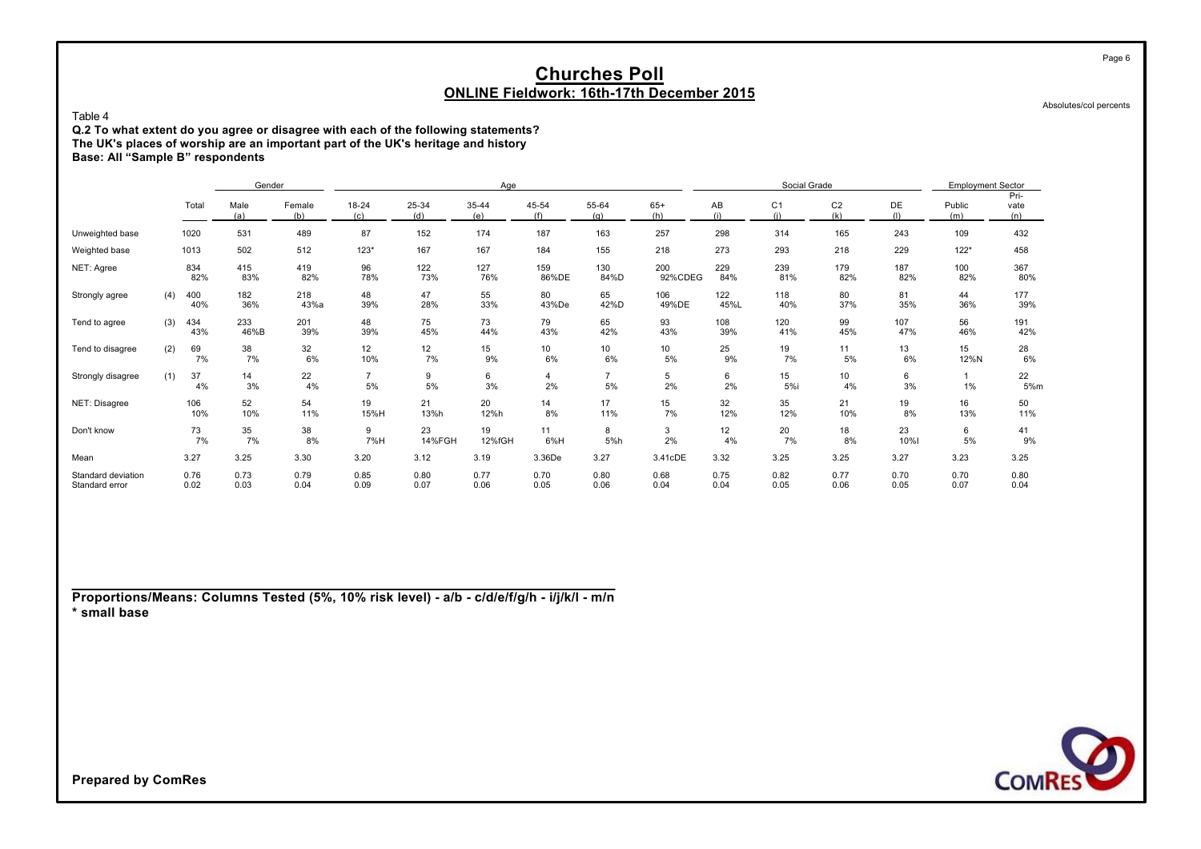# Churches Poll

## ONLINE Fieldwork: 16th-17th December 2015

Absolutes/col percents

Table 4

**Q.2 To what extent do you agree or disagree with each of the following statements?**
**The UK's places of worship are an important part of the UK's heritage and history**
**Base: All "Sample B" respondents**

| | | | Gender | | Age | | | | | | Social Grade | | | | Employment Sector | |
|---|---|---|---|---|---|---|---|---|---|---|---|---|---|---|---|---|
| | | Total | Male (a) | Female (b) | 18-24 (c) | 25-34 (d) | 35-44 (e) | 45-54 (f) | 55-64 (g) | 65+ (h) | AB (i) | C1 (j) | C2 (k) | DE (l) | Public (m) | Private (n) |
| Unweighted base | | 1020 | 531 | 489 | 87 | 152 | 174 | 187 | 163 | 257 | 298 | 314 | 165 | 243 | 109 | 432 |
| Weighted base | | 1013 | 502 | 512 | 123* | 167 | 167 | 184 | 155 | 218 | 273 | 293 | 218 | 229 | 122* | 458 |
| NET: Agree | | 834<br>82% | 415<br>83% | 419<br>82% | 96<br>78% | 122<br>73% | 127<br>76% | 159<br>86%DE | 130<br>84%D | 200<br>92%CDEG | 229<br>84% | 239<br>81% | 179<br>82% | 187<br>82% | 100<br>82% | 367<br>80% |
| Strongly agree | (4) | 400<br>40% | 182<br>36% | 218<br>43%a | 48<br>39% | 47<br>28% | 55<br>33% | 80<br>43%De | 65<br>42%D | 106<br>49%DE | 122<br>45%L | 118<br>40% | 80<br>37% | 81<br>35% | 44<br>36% | 177<br>39% |
| Tend to agree | (3) | 434<br>43% | 233<br>46%B | 201<br>39% | 48<br>39% | 75<br>45% | 73<br>44% | 79<br>43% | 65<br>42% | 93<br>43% | 108<br>39% | 120<br>41% | 99<br>45% | 107<br>47% | 56<br>46% | 191<br>42% |
| Tend to disagree | (2) | 69<br>7% | 38<br>7% | 32<br>6% | 12<br>10% | 12<br>7% | 15<br>9% | 10<br>6% | 10<br>6% | 10<br>5% | 25<br>9% | 19<br>7% | 11<br>5% | 13<br>6% | 15<br>12%N | 28<br>6% |
| Strongly disagree | (1) | 37<br>4% | 14<br>3% | 22<br>4% | 7<br>5% | 9<br>5% | 6<br>3% | 4<br>2% | 7<br>5% | 5<br>2% | 6<br>2% | 15<br>5%i | 10<br>4% | 6<br>3% | 1<br>1% | 22<br>5%m |
| NET: Disagree | | 106<br>10% | 52<br>10% | 54<br>11% | 19<br>15%H | 21<br>13%h | 20<br>12%h | 14<br>8% | 17<br>11% | 15<br>7% | 32<br>12% | 35<br>12% | 21<br>10% | 19<br>8% | 16<br>13% | 50<br>11% |
| Don't know | | 73<br>7% | 35<br>7% | 38<br>8% | 9<br>7%H | 23<br>14%FGH | 19<br>12%fGH | 11<br>6%H | 8<br>5%h | 3<br>2% | 12<br>4% | 20<br>7% | 18<br>8% | 23<br>10%I | 6<br>5% | 41<br>9% |
| Mean | | 3.27 | 3.25 | 3.30 | 3.20 | 3.12 | 3.19 | 3.36De | 3.27 | 3.41cDE | 3.32 | 3.25 | 3.25 | 3.27 | 3.23 | 3.25 |
| Standard deviation | | 0.76 | 0.73 | 0.79 | 0.85 | 0.80 | 0.77 | 0.70 | 0.80 | 0.68 | 0.75 | 0.82 | 0.77 | 0.70 | 0.70 | 0.80 |
| Standard error | | 0.02 | 0.03 | 0.04 | 0.09 | 0.07 | 0.06 | 0.05 | 0.06 | 0.04 | 0.04 | 0.05 | 0.06 | 0.05 | 0.07 | 0.04 |

**Proportions/Means: Columns Tested (5%, 10% risk level) - a/b - c/d/e/f/g/h - i/j/k/l - m/n**
**\* small base**

**Prepared by ComRes**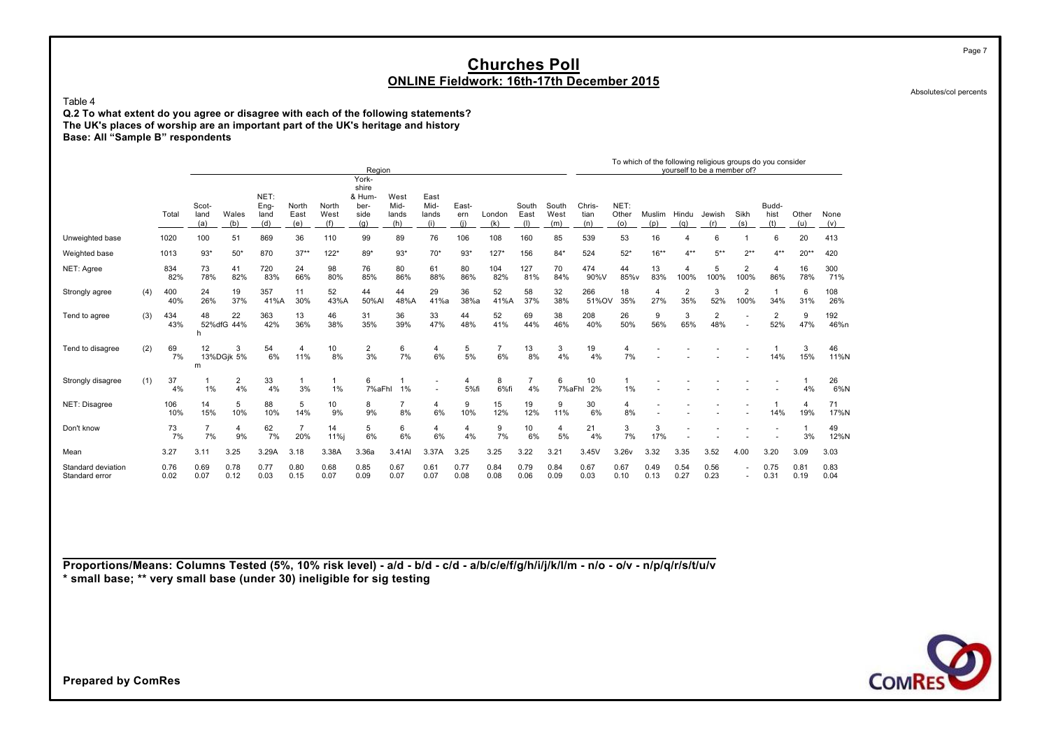# Churches Poll

## ONLINE Fieldwork: 16th-17th December 2015

Absolutes/col percents

Table 4

**Q.2 To what extent do you agree or disagree with each of the following statements?**
**The UK's places of worship are an important part of the UK's heritage and history**
**Base: All "Sample B" respondents**

| | | Total | Region | | | | | | | | | | | | To which of the following religious groups do you consider yourself to be a member of? | | | | | | | | | |
|---|---|---|---|---|---|---|---|---|---|---|---|---|---|---|---|---|---|---|---|---|---|---|---|---|
| | | | Scot-land (a) | Wales (b) | NET: Eng-land (d) | North East (e) | North West (f) | York-shire & Hum-ber-side (g) | West Mid-lands (h) | East Mid-lands (i) | East-ern (j) | London (k) | South East (l) | South West (m) | Chris-tian (n) | NET: Other (o) | Muslim (p) | Hindu (q) | Jewish (r) | Sikh (s) | Budd-hist (t) | Other (u) | None (v) |
| Unweighted base | | 1020 | 100 | 51 | 869 | 36 | 110 | 99 | 89 | 76 | 106 | 108 | 160 | 85 | 539 | 53 | 16 | 4 | 6 | 1 | 6 | 20 | 413 |
| Weighted base | | 1013 | 93* | 50* | 870 | 37** | 122* | 89* | 93* | 70* | 93* | 127* | 156 | 84* | 524 | 52* | 16** | 4** | 5** | 2** | 4** | 20** | 420 |
| NET: Agree | | 834<br>82% | 73<br>78% | 41<br>82% | 720<br>83% | 24<br>66% | 98<br>80% | 76<br>85% | 80<br>86% | 61<br>88% | 80<br>86% | 104<br>82% | 127<br>81% | 70<br>84% | 474<br>90%V | 44<br>85%v | 13<br>83% | 4<br>100% | 5<br>100% | 2<br>100% | 4<br>86% | 16<br>78% | 300<br>71% |
| Strongly agree | (4) | 400<br>40% | 24<br>26% | 19<br>37% | 357<br>41%A | 11<br>30% | 52<br>43%A | 44<br>50%AI | 44<br>48%A | 29<br>41%a | 36<br>38%a | 52<br>41%A | 58<br>37% | 32<br>38% | 266<br>51%OV | 18<br>35% | 4<br>27% | 2<br>35% | 3<br>52% | 2<br>100% | 1<br>34% | 6<br>31% | 108<br>26% |
| Tend to agree | (3) | 434<br>43% | 48<br>52%dfG h | 22<br>44% | 363<br>42% | 13<br>36% | 46<br>38% | 31<br>35% | 36<br>39% | 33<br>47% | 44<br>48% | 52<br>41% | 69<br>44% | 38<br>46% | 208<br>40% | 26<br>50% | 9<br>56% | 3<br>65% | 2<br>48% | -<br>- | 2<br>52% | 9<br>47% | 192<br>46%n |
| Tend to disagree | (2) | 69<br>7% | 12<br>13%DGjk m | 3<br>5% | 54<br>6% | 4<br>11% | 10<br>8% | 2<br>3% | 6<br>7% | 4<br>6% | 5<br>5% | 7<br>6% | 13<br>8% | 3<br>4% | 19<br>4% | 4<br>7% | -<br>- | -<br>- | -<br>- | -<br>- | 1<br>14% | 3<br>15% | 46<br>11%N |
| Strongly disagree | (1) | 37<br>4% | 1<br>1% | 2<br>4% | 33<br>4% | 1<br>3% | 1<br>1% | 6<br>7%aFhI | 1<br>1% | -<br>- | 4<br>5%fi | 8<br>6%fi | 7<br>4% | 6<br>7%aFhI | 10<br>2% | 1<br>1% | -<br>- | -<br>- | -<br>- | -<br>- | -<br>- | 1<br>4% | 26<br>6%N |
| NET: Disagree | | 106<br>10% | 14<br>15% | 5<br>10% | 88<br>10% | 5<br>14% | 10<br>9% | 8<br>9% | 7<br>8% | 4<br>6% | 9<br>10% | 15<br>12% | 19<br>12% | 9<br>11% | 30<br>6% | 4<br>8% | -<br>- | -<br>- | -<br>- | -<br>- | 1<br>14% | 4<br>19% | 71<br>17%N |
| Don't know | | 73<br>7% | 7<br>7% | 4<br>9% | 62<br>7% | 7<br>20% | 14<br>11%j | 5<br>6% | 6<br>6% | 4<br>6% | 4<br>4% | 9<br>7% | 10<br>6% | 4<br>5% | 21<br>4% | 3<br>7% | 3<br>17% | -<br>- | -<br>- | -<br>- | -<br>- | 1<br>3% | 49<br>12%N |
| Mean | | 3.27 | 3.11 | 3.25 | 3.29A | 3.18 | 3.38A | 3.36a | 3.41AI | 3.37A | 3.25 | 3.25 | 3.22 | 3.21 | 3.45V | 3.26v | 3.32 | 3.35 | 3.52 | 4.00 | 3.20 | 3.09 | 3.03 |
| Standard deviation | | 0.76 | 0.69 | 0.78 | 0.77 | 0.80 | 0.68 | 0.85 | 0.67 | 0.61 | 0.77 | 0.84 | 0.79 | 0.84 | 0.67 | 0.67 | 0.49 | 0.54 | 0.56 | - | 0.75 | 0.81 | 0.83 |
| Standard error | | 0.02 | 0.07 | 0.12 | 0.03 | 0.15 | 0.07 | 0.09 | 0.07 | 0.07 | 0.08 | 0.08 | 0.06 | 0.09 | 0.03 | 0.10 | 0.13 | 0.27 | 0.23 | - | 0.31 | 0.19 | 0.04 |

**Proportions/Means: Columns Tested (5%, 10% risk level) - a/d - b/d - c/d - a/b/c/e/f/g/h/i/j/k/l/m - n/o - o/v - n/p/q/r/s/t/u/v**
**\* small base; \*\* very small base (under 30) ineligible for sig testing**

**Prepared by ComRes**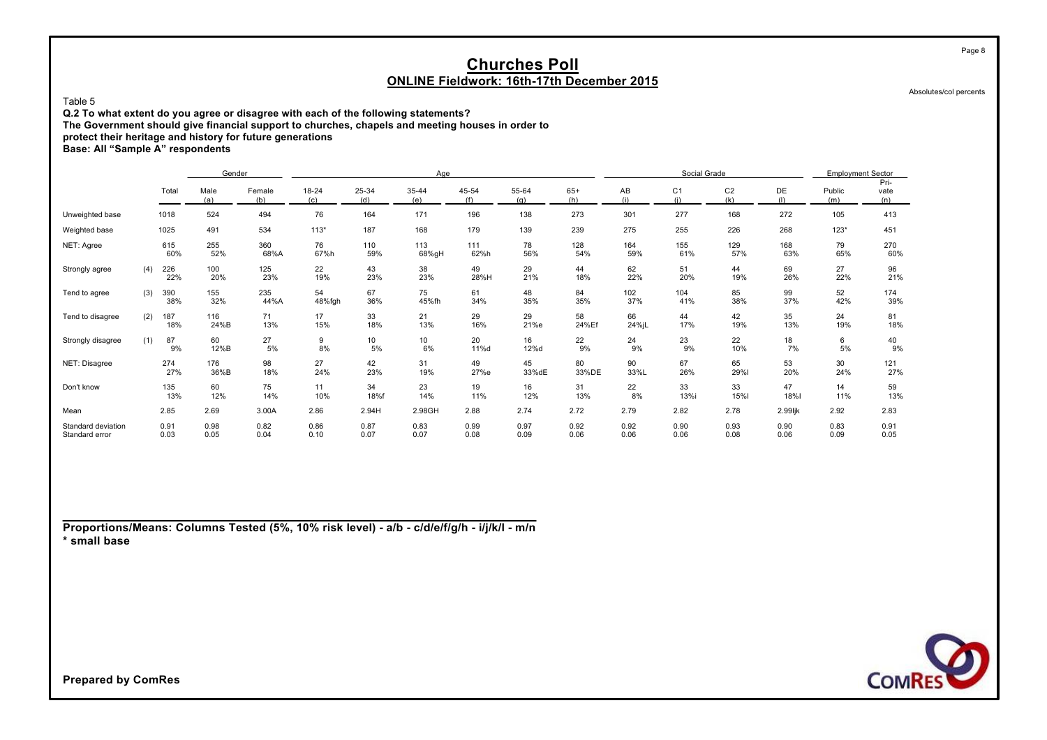# Churches Poll

## ONLINE Fieldwork: 16th-17th December 2015

Absolutes/col percents

Table 5

**Q.2 To what extent do you agree or disagree with each of the following statements?**
**The Government should give financial support to churches, chapels and meeting houses in order to protect their heritage and history for future generations**
**Base: All "Sample A" respondents**

| | | | Gender | | Age | | | | | | Social Grade | | | | Employment Sector | |
|---|---|---|---|---|---|---|---|---|---|---|---|---|---|---|---|---|
| | | Total | Male (a) | Female (b) | 18-24 (c) | 25-34 (d) | 35-44 (e) | 45-54 (f) | 55-64 (g) | 65+ (h) | AB (i) | C1 (j) | C2 (k) | DE (l) | Public (m) | Private (n) |
| Unweighted base | | 1018 | 524 | 494 | 76 | 164 | 171 | 196 | 138 | 273 | 301 | 277 | 168 | 272 | 105 | 413 |
| Weighted base | | 1025 | 491 | 534 | 113* | 187 | 168 | 179 | 139 | 239 | 275 | 255 | 226 | 268 | 123* | 451 |
| NET: Agree | | 615 | 255 | 360 | 76 | 110 | 113 | 111 | 78 | 128 | 164 | 155 | 129 | 168 | 79 | 270 |
| | | 60% | 52% | 68%A | 67%h | 59% | 68%gH | 62%h | 56% | 54% | 59% | 61% | 57% | 63% | 65% | 60% |
| Strongly agree | (4) | 226 | 100 | 125 | 22 | 43 | 38 | 49 | 29 | 44 | 62 | 51 | 44 | 69 | 27 | 96 |
| | | 22% | 20% | 23% | 19% | 23% | 23% | 28%H | 21% | 18% | 22% | 20% | 19% | 26% | 22% | 21% |
| Tend to agree | (3) | 390 | 155 | 235 | 54 | 67 | 75 | 61 | 48 | 84 | 102 | 104 | 85 | 99 | 52 | 174 |
| | | 38% | 32% | 44%A | 48%fgh | 36% | 45%fh | 34% | 35% | 35% | 37% | 41% | 38% | 37% | 42% | 39% |
| Tend to disagree | (2) | 187 | 116 | 71 | 17 | 33 | 21 | 29 | 29 | 58 | 66 | 44 | 42 | 35 | 24 | 81 |
| | | 18% | 24%B | 13% | 15% | 18% | 13% | 16% | 21%e | 24%Ef | 24%jL | 17% | 19% | 13% | 19% | 18% |
| Strongly disagree | (1) | 87 | 60 | 27 | 9 | 10 | 10 | 20 | 16 | 22 | 24 | 23 | 22 | 18 | 6 | 40 |
| | | 9% | 12%B | 5% | 8% | 5% | 6% | 11%d | 12%d | 9% | 9% | 9% | 10% | 7% | 5% | 9% |
| NET: Disagree | | 274 | 176 | 98 | 27 | 42 | 31 | 49 | 45 | 80 | 90 | 67 | 65 | 53 | 30 | 121 |
| | | 27% | 36%B | 18% | 24% | 23% | 19% | 27%e | 33%dE | 33%DE | 33%L | 26% | 29%l | 20% | 24% | 27% |
| Don't know | | 135 | 60 | 75 | 11 | 34 | 23 | 19 | 16 | 31 | 22 | 33 | 33 | 47 | 14 | 59 |
| | | 13% | 12% | 14% | 10% | 18%f | 14% | 11% | 12% | 13% | 8% | 13%i | 15%I | 18%I | 11% | 13% |
| Mean | | 2.85 | 2.69 | 3.00A | 2.86 | 2.94H | 2.98GH | 2.88 | 2.74 | 2.72 | 2.79 | 2.82 | 2.78 | 2.99Ijk | 2.92 | 2.83 |
| Standard deviation | | 0.91 | 0.98 | 0.82 | 0.86 | 0.87 | 0.83 | 0.99 | 0.97 | 0.92 | 0.92 | 0.90 | 0.93 | 0.90 | 0.83 | 0.91 |
| Standard error | | 0.03 | 0.05 | 0.04 | 0.10 | 0.07 | 0.07 | 0.08 | 0.09 | 0.06 | 0.06 | 0.06 | 0.08 | 0.06 | 0.09 | 0.05 |

**Proportions/Means: Columns Tested (5%, 10% risk level) - a/b - c/d/e/f/g/h - i/j/k/l - m/n**
**\* small base**

**Prepared by ComRes**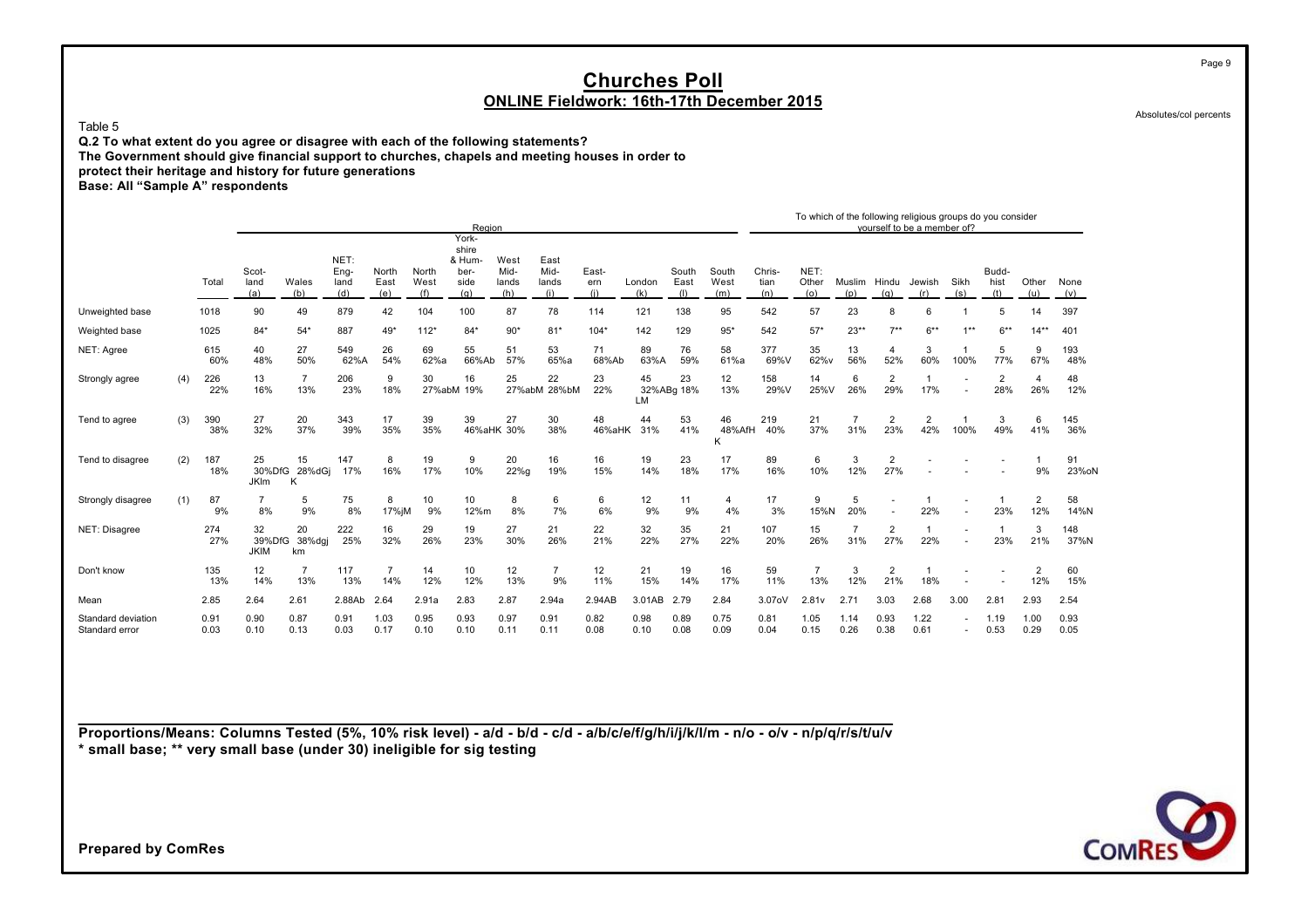# Churches Poll

## ONLINE Fieldwork: 16th-17th December 2015

Absolutes/col percents

Table 5

**Q.2 To what extent do you agree or disagree with each of the following statements?**
**The Government should give financial support to churches, chapels and meeting houses in order to protect their heritage and history for future generations**
**Base: All "Sample A" respondents**

| | | | Region | | | | | | | | | | | | | To which of the following religious groups do you consider yourself to be a member of? | | | | | | | | | |
|---|---|---|---|---|---|---|---|---|---|---|---|---|---|---|---|---|---|---|---|---|---|---|---|---|---|
| | | Total | Scot-land (a) | Wales (b) | NET: Eng-land (d) | North East (e) | North West (f) | York-shire & Hum-ber-side (g) | West Mid-lands (h) | East Mid-lands (i) | East-ern (j) | London (k) | South East (l) | South West (m) | Chris-tian (n) | NET: Other (o) | Muslim (p) | Hindu (q) | Jewish (r) | Sikh (s) | Budd-hist (t) | Other (u) | None (v) |
| Unweighted base | | 1018 | 90 | 49 | 879 | 42 | 104 | 100 | 87 | 78 | 114 | 121 | 138 | 95 | 542 | 57 | 23 | 8 | 6 | 1 | 5 | 14 | 397 |
| Weighted base | | 1025 | 84* | 54* | 887 | 49* | 112* | 84* | 90* | 81* | 104* | 142 | 129 | 95* | 542 | 57* | 23** | 7** | 6** | 1** | 6** | 14** | 401 |
| NET: Agree | | 615 60% | 40 48% | 27 50% | 549 62%A | 26 54% | 69 62%a | 55 66%Ab | 51 57% | 53 65%a | 71 68%Ab | 89 63%A | 76 59% | 58 61%a | 377 69%V | 35 62%v | 13 56% | 4 52% | 3 60% | 1 100% | 5 77% | 9 67% | 193 48% |
| Strongly agree | (4) | 226 22% | 13 16% | 7 13% | 206 23% | 9 18% | 30 27%abM | 16 19% | 25 27%abM | 22 28%bM | 23 22% | 45 32%ABg LM | 23 18% | 12 13% | 158 29%V | 14 25%V | 6 26% | 2 29% | 1 17% | - - | 2 28% | 4 26% | 48 12% |
| Tend to agree | (3) | 390 38% | 27 32% | 20 37% | 343 39% | 17 35% | 39 35% | 39 46%aHK | 27 30% | 30 38% | 48 46%aHK | 44 31% | 53 41% | 46 48%AfH K | 219 40% | 21 37% | 7 31% | 2 23% | 2 42% | 1 100% | 3 49% | 6 41% | 145 36% |
| Tend to disagree | (2) | 187 18% | 25 30%DfG JKlm | 15 28%dGj K | 147 17% | 8 16% | 19 17% | 9 10% | 20 22%g | 16 19% | 16 15% | 19 14% | 23 18% | 17 17% | 89 16% | 6 10% | 3 12% | 2 27% | - - | - - | - - | 1 9% | 91 23%oN |
| Strongly disagree | (1) | 87 9% | 7 8% | 5 9% | 75 8% | 8 17%jM | 10 9% | 10 12%m | 8 8% | 6 7% | 6 6% | 12 9% | 11 9% | 4 4% | 17 3% | 9 15%N | 5 20% | - - | 1 22% | - - | 1 23% | 2 12% | 58 14%N |
| NET: Disagree | | 274 27% | 32 39%DfG JKlM | 20 38%dgj km | 222 25% | 16 32% | 29 26% | 19 23% | 27 30% | 21 26% | 22 21% | 32 22% | 35 27% | 21 22% | 107 20% | 15 26% | 7 31% | 2 27% | 1 22% | - - | 1 23% | 3 21% | 148 37%N |
| Don't know | | 135 13% | 12 14% | 7 13% | 117 13% | 7 14% | 14 12% | 10 12% | 12 13% | 7 9% | 12 11% | 21 15% | 19 14% | 16 17% | 59 11% | 7 13% | 3 12% | 2 21% | 1 18% | - - | - - | 2 12% | 60 15% |
| Mean | | 2.85 | 2.64 | 2.61 | 2.88Ab | 2.64 | 2.91a | 2.83 | 2.87 | 2.94a | 2.94AB | 3.01AB | 2.79 | 2.84 | 3.07oV | 2.81v | 2.71 | 3.03 | 2.68 | 3.00 | 2.81 | 2.93 | 2.54 |
| Standard deviation | | 0.91 | 0.90 | 0.87 | 0.91 | 1.03 | 0.95 | 0.93 | 0.97 | 0.91 | 0.82 | 0.98 | 0.89 | 0.75 | 0.81 | 1.05 | 1.14 | 0.93 | 1.22 | - | 1.19 | 1.00 | 0.93 |
| Standard error | | 0.03 | 0.10 | 0.13 | 0.03 | 0.17 | 0.10 | 0.10 | 0.11 | 0.11 | 0.08 | 0.10 | 0.08 | 0.09 | 0.04 | 0.15 | 0.26 | 0.38 | 0.61 | - | 0.53 | 0.29 | 0.05 |

**Proportions/Means: Columns Tested (5%, 10% risk level) - a/d - b/d - c/d - a/b/c/e/f/g/h/i/j/k/l/m - n/o - o/v - n/p/q/r/s/t/u/v**
*** small base; ** very small base (under 30) ineligible for sig testing**

**Prepared by ComRes**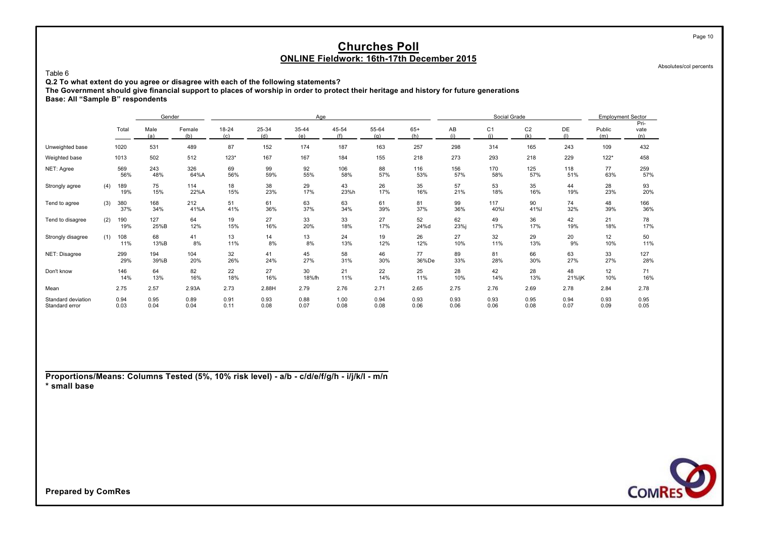# Churches Poll

## ONLINE Fieldwork: 16th-17th December 2015

Absolutes/col percents

Table 6

**Q.2 To what extent do you agree or disagree with each of the following statements?**

**The Government should give financial support to places of worship in order to protect their heritage and history for future generations**

**Base: All "Sample B" respondents**

| | | | Gender | | Age | | | | | | Social Grade | | | | Employment Sector | |
|---|---|---|---|---|---|---|---|---|---|---|---|---|---|---|---|---|
| | | Total | Male (a) | Female (b) | 18-24 (c) | 25-34 (d) | 35-44 (e) | 45-54 (f) | 55-64 (g) | 65+ (h) | AB (i) | C1 (j) | C2 (k) | DE (l) | Public (m) | Pri-vate (n) |
| Unweighted base | | 1020 | 531 | 489 | 87 | 152 | 174 | 187 | 163 | 257 | 298 | 314 | 165 | 243 | 109 | 432 |
| Weighted base | | 1013 | 502 | 512 | 123* | 167 | 167 | 184 | 155 | 218 | 273 | 293 | 218 | 229 | 122* | 458 |
| NET: Agree | | 569 | 243 | 326 | 69 | 99 | 92 | 106 | 88 | 116 | 156 | 170 | 125 | 118 | 77 | 259 |
| | | 56% | 48% | 64%A | 56% | 59% | 55% | 58% | 57% | 53% | 57% | 58% | 57% | 51% | 63% | 57% |
| Strongly agree | (4) | 189 | 75 | 114 | 18 | 38 | 29 | 43 | 26 | 35 | 57 | 53 | 35 | 44 | 28 | 93 |
| | | 19% | 15% | 22%A | 15% | 23% | 17% | 23%h | 17% | 16% | 21% | 18% | 16% | 19% | 23% | 20% |
| Tend to agree | (3) | 380 | 168 | 212 | 51 | 61 | 63 | 63 | 61 | 81 | 99 | 117 | 90 | 74 | 48 | 166 |
| | | 37% | 34% | 41%A | 41% | 36% | 37% | 34% | 39% | 37% | 36% | 40%l | 41%l | 32% | 39% | 36% |
| Tend to disagree | (2) | 190 | 127 | 64 | 19 | 27 | 33 | 33 | 27 | 52 | 62 | 49 | 36 | 42 | 21 | 78 |
| | | 19% | 25%B | 12% | 15% | 16% | 20% | 18% | 17% | 24%d | 23%j | 17% | 17% | 19% | 18% | 17% |
| Strongly disagree | (1) | 108 | 68 | 41 | 13 | 14 | 13 | 24 | 19 | 26 | 27 | 32 | 29 | 20 | 12 | 50 |
| | | 11% | 13%B | 8% | 11% | 8% | 8% | 13% | 12% | 12% | 10% | 11% | 13% | 9% | 10% | 11% |
| NET: Disagree | | 299 | 194 | 104 | 32 | 41 | 45 | 58 | 46 | 77 | 89 | 81 | 66 | 63 | 33 | 127 |
| | | 29% | 39%B | 20% | 26% | 24% | 27% | 31% | 30% | 36%De | 33% | 28% | 30% | 27% | 27% | 28% |
| Don't know | | 146 | 64 | 82 | 22 | 27 | 30 | 21 | 22 | 25 | 28 | 42 | 28 | 48 | 12 | 71 |
| | | 14% | 13% | 16% | 18% | 16% | 18%fh | 11% | 14% | 11% | 10% | 14% | 13% | 21%IjK | 10% | 16% |
| Mean | | 2.75 | 2.57 | 2.93A | 2.73 | 2.88H | 2.79 | 2.76 | 2.71 | 2.65 | 2.75 | 2.76 | 2.69 | 2.78 | 2.84 | 2.78 |
| Standard deviation | | 0.94 | 0.95 | 0.89 | 0.91 | 0.93 | 0.88 | 1.00 | 0.94 | 0.93 | 0.93 | 0.93 | 0.95 | 0.94 | 0.93 | 0.95 |
| Standard error | | 0.03 | 0.04 | 0.04 | 0.11 | 0.08 | 0.07 | 0.08 | 0.08 | 0.06 | 0.06 | 0.06 | 0.08 | 0.07 | 0.09 | 0.05 |

**Proportions/Means: Columns Tested (5%, 10% risk level) - a/b - c/d/e/f/g/h - i/j/k/l - m/n**
**\* small base**

**Prepared by ComRes**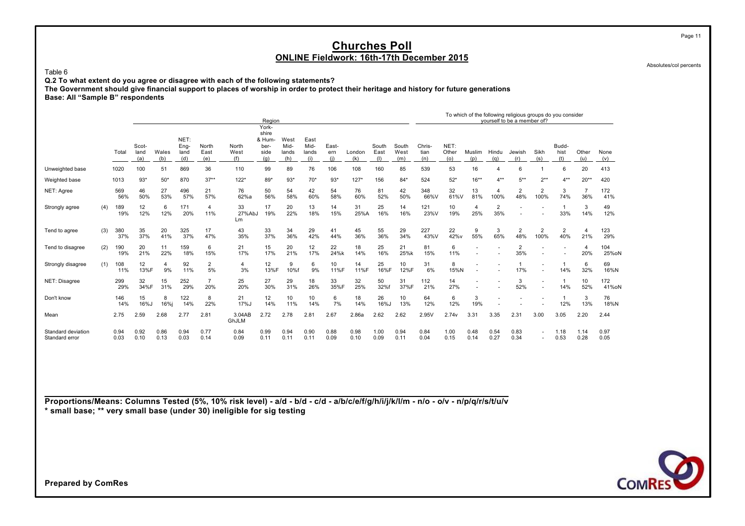# Churches Poll

## ONLINE Fieldwork: 16th-17th December 2015

Absolutes/col percents

Table 6

**Q.2 To what extent do you agree or disagree with each of the following statements?**

**The Government should give financial support to places of worship in order to protect their heritage and history for future generations**

**Base: All "Sample B" respondents**

| | | | Region | | | | | | | | | | | | | To which of the following religious groups do you consider yourself to be a member of? | | | | | | | | | |
|---|---|---|---|---|---|---|---|---|---|---|---|---|---|---|---|---|---|---|---|---|---|---|---|---|---|
| | | Total | Scot-land (a) | Wales (b) | NET: Eng-land (d) | North East (e) | North West (f) | York-shire & Hum-ber-side (g) | West Mid-lands (h) | East Mid-lands (i) | East-ern (j) | London (k) | South East (l) | South West (m) | Chris-tian (n) | NET: Other (o) | Muslim (p) | Hindu (q) | Jewish (r) | Sikh (s) | Budd-hist (t) | Other (u) | None (v) |
| Unweighted base | | 1020 | 100 | 51 | 869 | 36 | 110 | 99 | 89 | 76 | 106 | 108 | 160 | 85 | 539 | 53 | 16 | 4 | 6 | 1 | 6 | 20 | 413 |
| Weighted base | | 1013 | 93* | 50* | 870 | 37** | 122* | 89* | 93* | 70* | 93* | 127* | 156 | 84* | 524 | 52* | 16** | 4** | 5** | 2** | 4** | 20** | 420 |
| NET: Agree | | 569<br>56% | 46<br>50% | 27<br>53% | 496<br>57% | 21<br>57% | 76<br>62%a | 50<br>56% | 54<br>58% | 42<br>60% | 54<br>58% | 76<br>60% | 81<br>52% | 42<br>50% | 348<br>66%V | 32<br>61%V | 13<br>81% | 4<br>100% | 2<br>48% | 2<br>100% | 3<br>74% | 7<br>36% | 172<br>41% |
| Strongly agree | (4) | 189<br>19% | 12<br>12% | 6<br>12% | 171<br>20% | 4<br>11% | 33<br>27%AbJ Lm | 17<br>19% | 20<br>22% | 13<br>18% | 14<br>15% | 31<br>25%A | 25<br>16% | 14<br>16% | 121<br>23%V | 10<br>19% | 4<br>25% | 2<br>35% | -<br>- | -<br>- | 1<br>33% | 3<br>14% | 49<br>12% |
| Tend to agree | (3) | 380<br>37% | 35<br>37% | 20<br>41% | 325<br>37% | 17<br>47% | 43<br>35% | 33<br>37% | 34<br>36% | 29<br>42% | 41<br>44% | 45<br>36% | 55<br>36% | 29<br>34% | 227<br>43%V | 22<br>42%v | 9<br>55% | 3<br>65% | 2<br>48% | 2<br>100% | 2<br>40% | 4<br>21% | 123<br>29% |
| Tend to disagree | (2) | 190<br>19% | 20<br>21% | 11<br>22% | 159<br>18% | 6<br>15% | 21<br>17% | 15<br>17% | 20<br>21% | 12<br>17% | 22<br>24%k | 18<br>14% | 25<br>16% | 21<br>25%k | 81<br>15% | 6<br>11% | -<br>- | -<br>- | 2<br>35% | -<br>- | -<br>- | 4<br>20% | 104<br>25%oN |
| Strongly disagree | (1) | 108<br>11% | 12<br>13%F | 4<br>9% | 92<br>11% | 2<br>5% | 4<br>3% | 12<br>13%F | 9<br>10%f | 6<br>9% | 10<br>11%F | 14<br>11%F | 25<br>16%F | 10<br>12%F | 31<br>6% | 8<br>15%N | -<br>- | -<br>- | 1<br>17% | -<br>- | 1<br>14% | 6<br>32% | 69<br>16%N |
| NET: Disagree | | 299<br>29% | 32<br>34%F | 15<br>31% | 252<br>29% | 7<br>20% | 25<br>20% | 27<br>30% | 29<br>31% | 18<br>26% | 33<br>35%F | 32<br>25% | 50<br>32%f | 31<br>37%F | 112<br>21% | 14<br>27% | -<br>- | -<br>- | 3<br>52% | -<br>- | 1<br>14% | 10<br>52% | 172<br>41%oN |
| Don't know | | 146<br>14% | 15<br>16%J | 8<br>16%j | 122<br>14% | 8<br>22% | 21<br>17%J | 12<br>14% | 10<br>11% | 10<br>14% | 6<br>7% | 18<br>14% | 26<br>16%J | 10<br>13% | 64<br>12% | 6<br>12% | 3<br>19% | -<br>- | -<br>- | -<br>- | 1<br>12% | 3<br>13% | 76<br>18%N |
| Mean | | 2.75 | 2.59 | 2.68 | 2.77 | 2.81 | 3.04AB GhJLM | 2.72 | 2.78 | 2.81 | 2.67 | 2.86a | 2.62 | 2.62 | 2.95V | 2.74v | 3.31 | 3.35 | 2.31 | 3.00 | 3.05 | 2.20 | 2.44 |
| Standard deviation | | 0.94 | 0.92 | 0.86 | 0.94 | 0.77 | 0.84 | 0.99 | 0.94 | 0.90 | 0.88 | 0.98 | 1.00 | 0.94 | 0.84 | 1.00 | 0.48 | 0.54 | 0.83 | - | 1.18 | 1.14 | 0.97 |
| Standard error | | 0.03 | 0.10 | 0.13 | 0.03 | 0.14 | 0.09 | 0.11 | 0.11 | 0.11 | 0.09 | 0.10 | 0.09 | 0.11 | 0.04 | 0.15 | 0.14 | 0.27 | 0.34 | - | 0.53 | 0.28 | 0.05 |

**Proportions/Means: Columns Tested (5%, 10% risk level) - a/d - b/d - c/d - a/b/c/e/f/g/h/i/j/k/l/m - n/o - o/v - n/p/q/r/s/t/u/v**

**\* small base; \*\* very small base (under 30) ineligible for sig testing**

**Prepared by ComRes**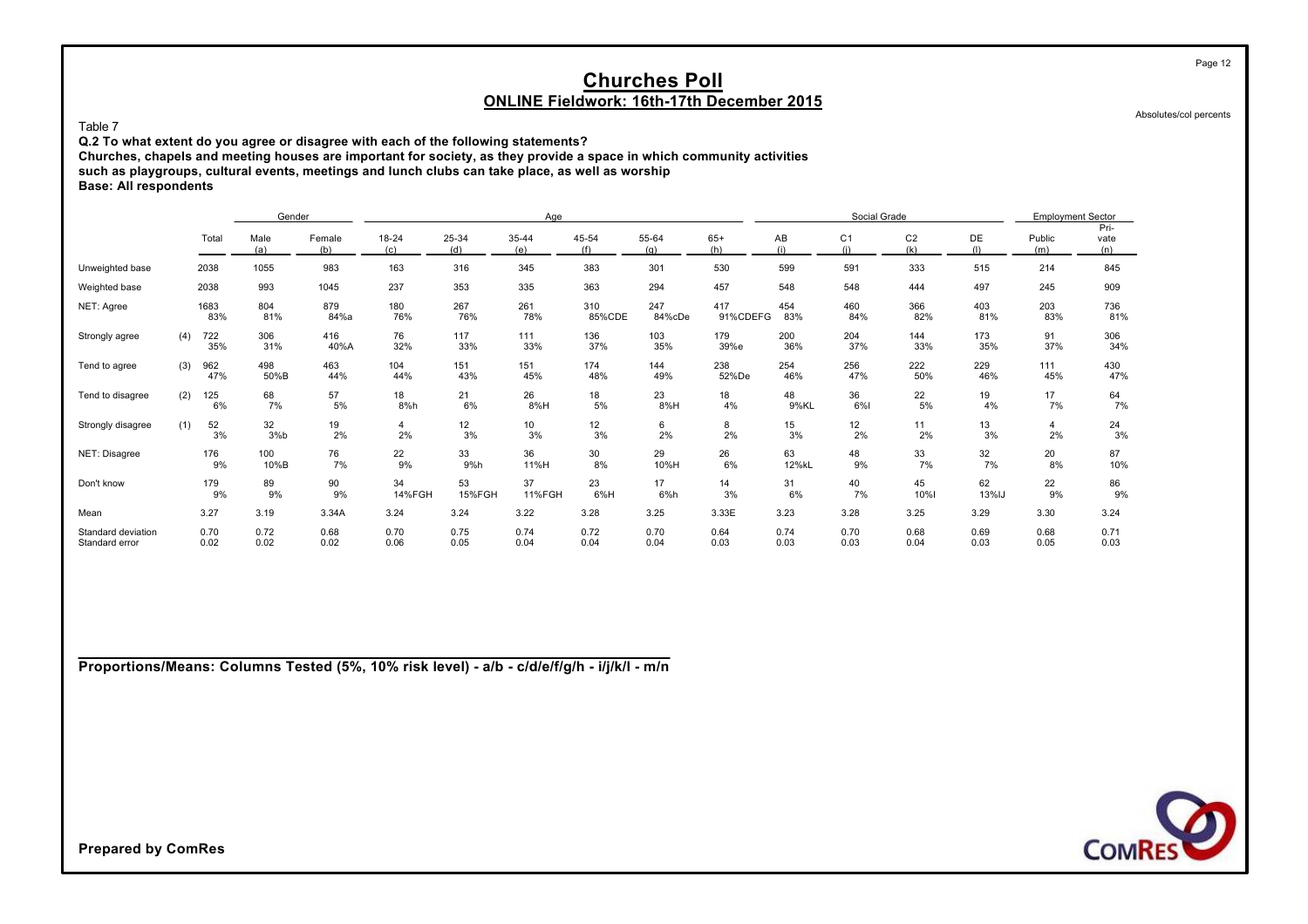# Churches Poll

## ONLINE Fieldwork: 16th-17th December 2015

Absolutes/col percents

Table 7

**Q.2 To what extent do you agree or disagree with each of the following statements?**
**Churches, chapels and meeting houses are important for society, as they provide a space in which community activities such as playgroups, cultural events, meetings and lunch clubs can take place, as well as worship**
**Base: All respondents**

| | | Total | Gender | | Age | | | | | | Social Grade | | | | Employment Sector | |
|---|---|---|---|---|---|---|---|---|---|---|---|---|---|---|---|---|
| | | | Male (a) | Female (b) | 18-24 (c) | 25-34 (d) | 35-44 (e) | 45-54 (f) | 55-64 (g) | 65+ (h) | AB (i) | C1 (j) | C2 (k) | DE (l) | Public (m) | Pri-vate (n) |
| Unweighted base | | 2038 | 1055 | 983 | 163 | 316 | 345 | 383 | 301 | 530 | 599 | 591 | 333 | 515 | 214 | 845 |
| Weighted base | | 2038 | 993 | 1045 | 237 | 353 | 335 | 363 | 294 | 457 | 548 | 548 | 444 | 497 | 245 | 909 |
| NET: Agree | | 1683 | 804 | 879 | 180 | 267 | 261 | 310 | 247 | 417 | 454 | 460 | 366 | 403 | 203 | 736 |
| | | 83% | 81% | 84%a | 76% | 76% | 78% | 85%CDE | 84%cDe | 91%CDEFG | 83% | 84% | 82% | 81% | 83% | 81% |
| Strongly agree | (4) | 722 | 306 | 416 | 76 | 117 | 111 | 136 | 103 | 179 | 200 | 204 | 144 | 173 | 91 | 306 |
| | | 35% | 31% | 40%A | 32% | 33% | 33% | 37% | 35% | 39%e | 36% | 37% | 33% | 35% | 37% | 34% |
| Tend to agree | (3) | 962 | 498 | 463 | 104 | 151 | 151 | 174 | 144 | 238 | 254 | 256 | 222 | 229 | 111 | 430 |
| | | 47% | 50%B | 44% | 44% | 43% | 45% | 48% | 49% | 52%De | 46% | 47% | 50% | 46% | 45% | 47% |
| Tend to disagree | (2) | 125 | 68 | 57 | 18 | 21 | 26 | 18 | 23 | 18 | 48 | 36 | 22 | 19 | 17 | 64 |
| | | 6% | 7% | 5% | 8%h | 6% | 8%H | 5% | 8%H | 4% | 9%KL | 6%l | 5% | 4% | 7% | 7% |
| Strongly disagree | (1) | 52 | 32 | 19 | 4 | 12 | 10 | 12 | 6 | 8 | 15 | 12 | 11 | 13 | 4 | 24 |
| | | 3% | 3%b | 2% | 2% | 3% | 3% | 3% | 2% | 2% | 3% | 2% | 2% | 3% | 2% | 3% |
| NET: Disagree | | 176 | 100 | 76 | 22 | 33 | 36 | 30 | 29 | 26 | 63 | 48 | 33 | 32 | 20 | 87 |
| | | 9% | 10%B | 7% | 9% | 9%h | 11%H | 8% | 10%H | 6% | 12%kL | 9% | 7% | 7% | 8% | 10% |
| Don't know | | 179 | 89 | 90 | 34 | 53 | 37 | 23 | 17 | 14 | 31 | 40 | 45 | 62 | 22 | 86 |
| | | 9% | 9% | 9% | 14%FGH | 15%FGH | 11%FGH | 6%H | 6%h | 3% | 6% | 7% | 10%I | 13%IJ | 9% | 9% |
| Mean | | 3.27 | 3.19 | 3.34A | 3.24 | 3.24 | 3.22 | 3.28 | 3.25 | 3.33E | 3.23 | 3.28 | 3.25 | 3.29 | 3.30 | 3.24 |
| Standard deviation | | 0.70 | 0.72 | 0.68 | 0.70 | 0.75 | 0.74 | 0.72 | 0.70 | 0.64 | 0.74 | 0.70 | 0.68 | 0.69 | 0.68 | 0.71 |
| Standard error | | 0.02 | 0.02 | 0.02 | 0.06 | 0.05 | 0.04 | 0.04 | 0.04 | 0.03 | 0.03 | 0.03 | 0.04 | 0.03 | 0.05 | 0.03 |

**Proportions/Means: Columns Tested (5%, 10% risk level) - a/b - c/d/e/f/g/h - i/j/k/l - m/n**

**Prepared by ComRes**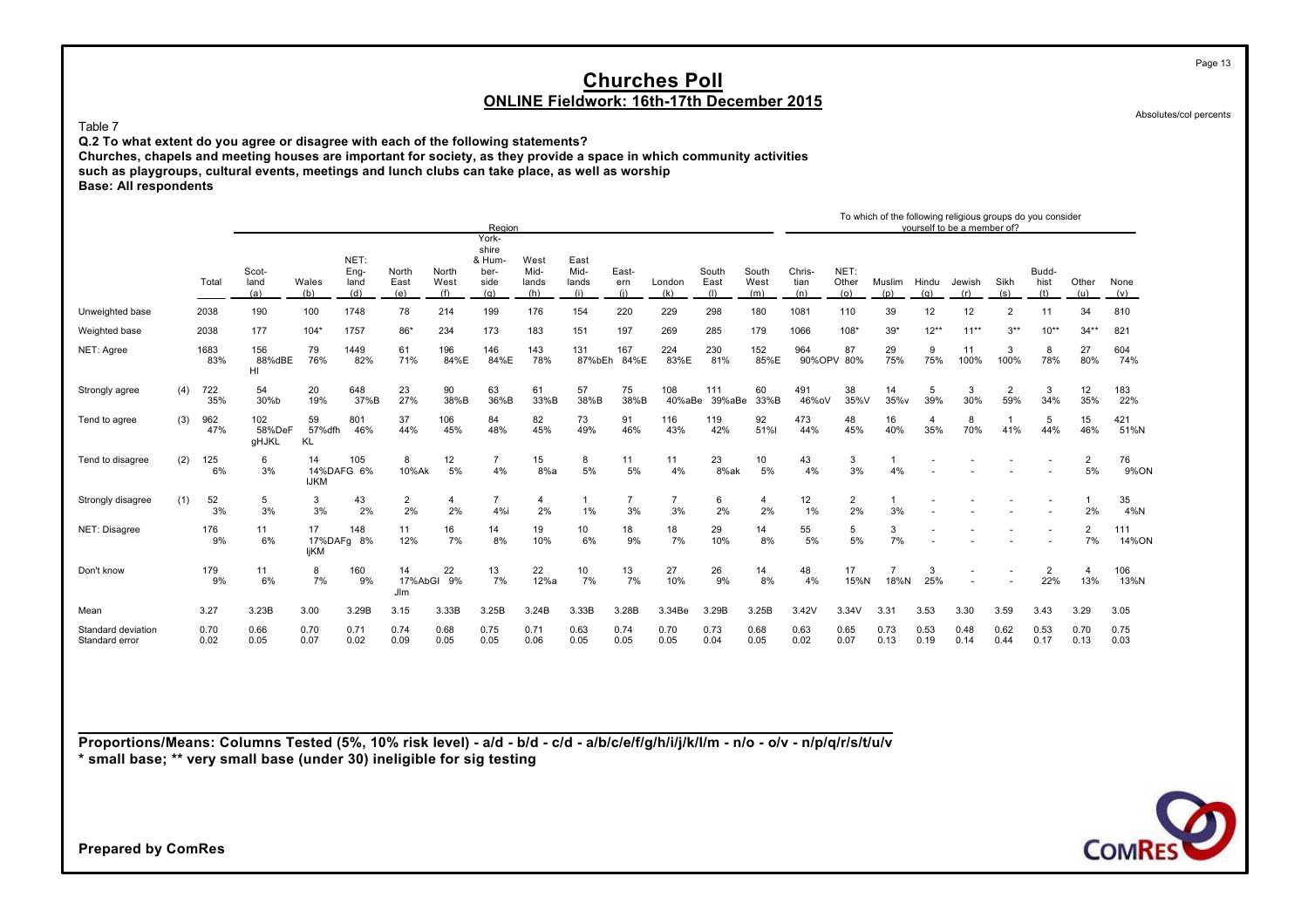# Churches Poll

## ONLINE Fieldwork: 16th-17th December 2015

Absolutes/col percents

Table 7

**Q.2 To what extent do you agree or disagree with each of the following statements?**
**Churches, chapels and meeting houses are important for society, as they provide a space in which community activities such as playgroups, cultural events, meetings and lunch clubs can take place, as well as worship**
**Base: All respondents**

| | | | Region | | | | | | | | | | | | | To which of the following religious groups do you consider yourself to be a member of? | | | | | | | | | |
|---|---|---|---|---|---|---|---|---|---|---|---|---|---|---|---|---|---|---|---|---|---|---|---|---|---|
| | | Total | Scot-land (a) | Wales (b) | NET: Eng-land (d) | North East (e) | North West (f) | York-shire & Hum-ber-side (g) | West Mid-lands (h) | East Mid-lands (i) | East-ern (j) | London (k) | South East (l) | South West (m) | Chris-tian (n) | NET: Other (o) | Muslim (p) | Hindu (q) | Jewish (r) | Sikh (s) | Budd-hist (t) | Other (u) | None (v) |
| Unweighted base | | 2038 | 190 | 100 | 1748 | 78 | 214 | 199 | 176 | 154 | 220 | 229 | 298 | 180 | 1081 | 110 | 39 | 12 | 12 | 2 | 11 | 34 | 810 |
| Weighted base | | 2038 | 177 | 104* | 1757 | 86* | 234 | 173 | 183 | 151 | 197 | 269 | 285 | 179 | 1066 | 108* | 39* | 12** | 11** | 3** | 10** | 34** | 821 |
| NET: Agree | | 1683 83% | 156 88%dBE HI | 79 76% | 1449 82% | 61 71% | 196 84%E | 146 84%E | 143 78% | 131 87%bEh | 167 84%E | 224 83%E | 230 81% | 152 85%E | 964 90%OPV | 87 80% | 29 75% | 9 75% | 11 100% | 3 100% | 8 78% | 27 80% | 604 74% |
| Strongly agree | (4) | 722 35% | 54 30%b | 20 19% | 648 37%B | 23 27% | 90 38%B | 63 36%B | 61 33%B | 57 38%B | 75 38%B | 108 40%aBe | 111 39%aBe | 60 33%B | 491 46%oV | 38 35%V | 14 35%v | 5 39% | 3 30% | 2 59% | 3 34% | 12 35% | 183 22% |
| Tend to agree | (3) | 962 47% | 102 58%DeF gHJKL | 59 57%dfh KL | 801 46% | 37 44% | 106 45% | 84 48% | 82 45% | 73 49% | 91 46% | 116 43% | 119 42% | 92 51%l | 473 44% | 48 45% | 16 40% | 4 35% | 8 70% | 1 41% | 5 44% | 15 46% | 421 51%N |
| Tend to disagree | (2) | 125 6% | 6 3% | 14 14%DAFG IJKM | 105 6% | 8 10%Ak | 12 5% | 7 4% | 15 8%a | 8 5% | 11 5% | 11 4% | 23 8%ak | 10 5% | 43 4% | 3 3% | 1 4% | - - | - - | - - | - - | 2 5% | 76 9%ON |
| Strongly disagree | (1) | 52 3% | 5 3% | 3 3% | 43 2% | 2 2% | 4 2% | 7 4%i | 4 2% | 1 1% | 7 3% | 7 3% | 6 2% | 4 2% | 12 1% | 2 2% | 1 3% | - - | - - | - - | - - | 1 2% | 35 4%N |
| NET: Disagree | | 176 9% | 11 6% | 17 17%DAFg IjKM | 148 8% | 11 12% | 16 7% | 14 8% | 19 10% | 10 6% | 18 9% | 18 7% | 29 10% | 14 8% | 55 5% | 5 5% | 3 7% | - - | - - | - - | - - | 2 7% | 111 14%ON |
| Don't know | | 179 9% | 11 6% | 8 7% | 160 9% | 14 17%AbGI Jlm | 22 9% | 13 7% | 22 12%a | 10 7% | 13 7% | 27 10% | 26 9% | 14 8% | 48 4% | 17 15%N | 7 18%N | 3 25% | - - | - - | 2 22% | 4 13% | 106 13%N |
| Mean | | 3.27 | 3.23B | 3.00 | 3.29B | 3.15 | 3.33B | 3.25B | 3.24B | 3.33B | 3.28B | 3.34Be | 3.29B | 3.25B | 3.42V | 3.34V | 3.31 | 3.53 | 3.30 | 3.59 | 3.43 | 3.29 | 3.05 |
| Standard deviation | | 0.70 | 0.66 | 0.70 | 0.71 | 0.74 | 0.68 | 0.75 | 0.71 | 0.63 | 0.74 | 0.70 | 0.73 | 0.68 | 0.63 | 0.65 | 0.73 | 0.53 | 0.48 | 0.62 | 0.53 | 0.70 | 0.75 |
| Standard error | | 0.02 | 0.05 | 0.07 | 0.02 | 0.09 | 0.05 | 0.05 | 0.06 | 0.05 | 0.05 | 0.05 | 0.04 | 0.05 | 0.02 | 0.07 | 0.13 | 0.19 | 0.14 | 0.44 | 0.17 | 0.13 | 0.03 |

**Proportions/Means: Columns Tested (5%, 10% risk level) - a/d - b/d - c/d - a/b/c/e/f/g/h/i/j/k/l/m - n/o - o/v - n/p/q/r/s/t/u/v**
**\* small base; \*\* very small base (under 30) ineligible for sig testing**

**Prepared by ComRes**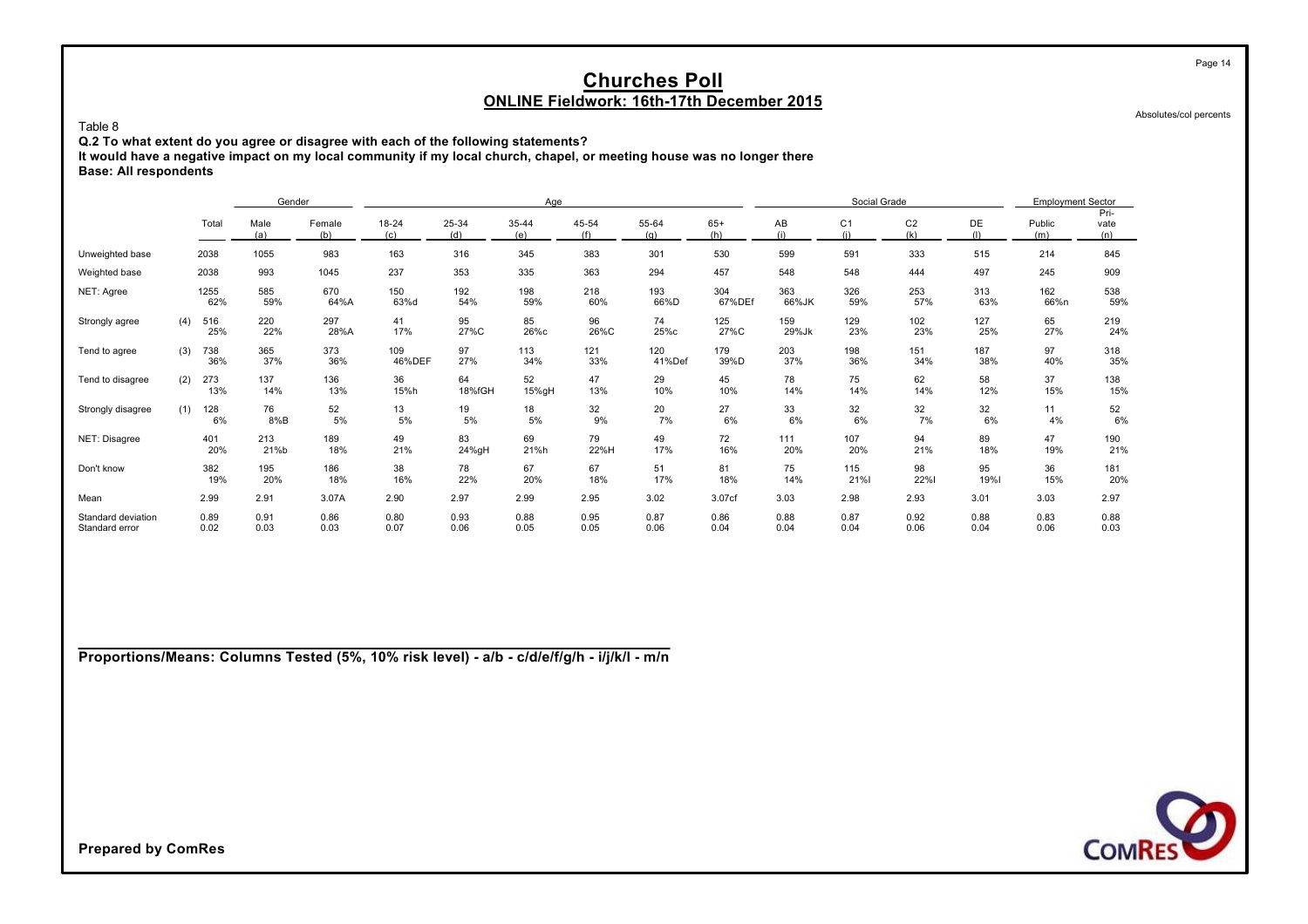# Churches Poll

## ONLINE Fieldwork: 16th-17th December 2015

Absolutes/col percents

Table 8

**Q.2 To what extent do you agree or disagree with each of the following statements?**
**It would have a negative impact on my local community if my local church, chapel, or meeting house was no longer there**
**Base: All respondents**

| | | Total | Gender | | Age | | | | | | Social Grade | | | | Employment Sector | |
|---|---|---|---|---|---|---|---|---|---|---|---|---|---|---|---|---|
| | | | Male (a) | Female (b) | 18-24 (c) | 25-34 (d) | 35-44 (e) | 45-54 (f) | 55-64 (g) | 65+ (h) | AB (i) | C1 (j) | C2 (k) | DE (l) | Public (m) | Pri-vate (n) |
| Unweighted base | | 2038 | 1055 | 983 | 163 | 316 | 345 | 383 | 301 | 530 | 599 | 591 | 333 | 515 | 214 | 845 |
| Weighted base | | 2038 | 993 | 1045 | 237 | 353 | 335 | 363 | 294 | 457 | 548 | 548 | 444 | 497 | 245 | 909 |
| NET: Agree | | 1255 | 585 | 670 | 150 | 192 | 198 | 218 | 193 | 304 | 363 | 326 | 253 | 313 | 162 | 538 |
| | | 62% | 59% | 64%A | 63%d | 54% | 59% | 60% | 66%D | 67%DEf | 66%JK | 59% | 57% | 63% | 66%n | 59% |
| Strongly agree | (4) | 516 | 220 | 297 | 41 | 95 | 85 | 96 | 74 | 125 | 159 | 129 | 102 | 127 | 65 | 219 |
| | | 25% | 22% | 28%A | 17% | 27%C | 26%c | 26%C | 25%c | 27%C | 29%Jk | 23% | 23% | 25% | 27% | 24% |
| Tend to agree | (3) | 738 | 365 | 373 | 109 | 97 | 113 | 121 | 120 | 179 | 203 | 198 | 151 | 187 | 97 | 318 |
| | | 36% | 37% | 36% | 46%DEF | 27% | 34% | 33% | 41%Def | 39%D | 37% | 36% | 34% | 38% | 40% | 35% |
| Tend to disagree | (2) | 273 | 137 | 136 | 36 | 64 | 52 | 47 | 29 | 45 | 78 | 75 | 62 | 58 | 37 | 138 |
| | | 13% | 14% | 13% | 15%h | 18%fGH | 15%gH | 13% | 10% | 10% | 14% | 14% | 14% | 12% | 15% | 15% |
| Strongly disagree | (1) | 128 | 76 | 52 | 13 | 19 | 18 | 32 | 20 | 27 | 33 | 32 | 32 | 32 | 11 | 52 |
| | | 6% | 8%B | 5% | 5% | 5% | 5% | 9% | 7% | 6% | 6% | 6% | 7% | 6% | 4% | 6% |
| NET: Disagree | | 401 | 213 | 189 | 49 | 83 | 69 | 79 | 49 | 72 | 111 | 107 | 94 | 89 | 47 | 190 |
| | | 20% | 21%b | 18% | 21% | 24%gH | 21%h | 22%H | 17% | 16% | 20% | 20% | 21% | 18% | 19% | 21% |
| Don't know | | 382 | 195 | 186 | 38 | 78 | 67 | 67 | 51 | 81 | 75 | 115 | 98 | 95 | 36 | 181 |
| | | 19% | 20% | 18% | 16% | 22% | 20% | 18% | 17% | 18% | 14% | 21%I | 22%I | 19%I | 15% | 20% |
| Mean | | 2.99 | 2.91 | 3.07A | 2.90 | 2.97 | 2.99 | 2.95 | 3.02 | 3.07cf | 3.03 | 2.98 | 2.93 | 3.01 | 3.03 | 2.97 |
| Standard deviation | | 0.89 | 0.91 | 0.86 | 0.80 | 0.93 | 0.88 | 0.95 | 0.87 | 0.86 | 0.88 | 0.87 | 0.92 | 0.88 | 0.83 | 0.88 |
| Standard error | | 0.02 | 0.03 | 0.03 | 0.07 | 0.06 | 0.05 | 0.05 | 0.06 | 0.04 | 0.04 | 0.04 | 0.06 | 0.04 | 0.06 | 0.03 |

**Proportions/Means: Columns Tested (5%, 10% risk level) - a/b - c/d/e/f/g/h - i/j/k/l - m/n**

**Prepared by ComRes**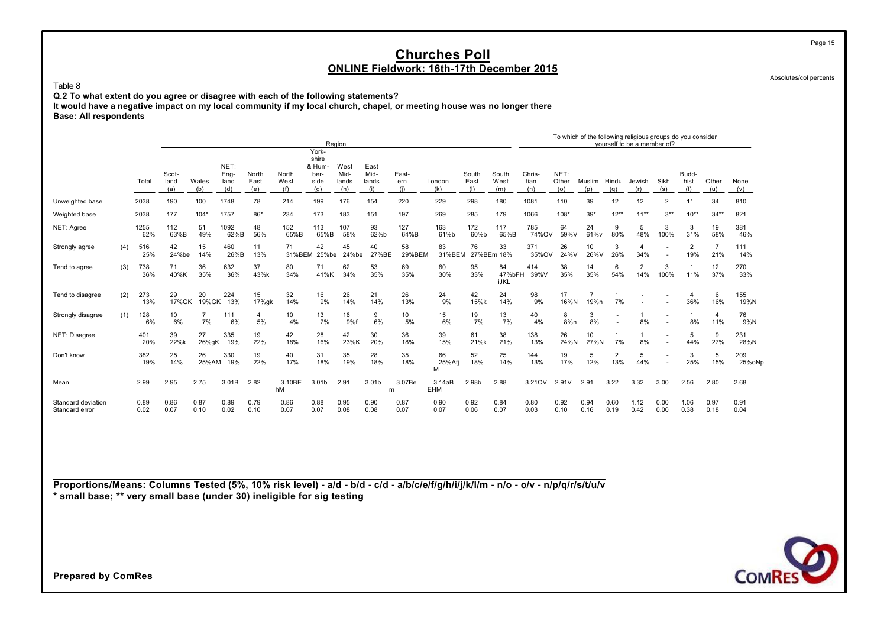# Churches Poll

## ONLINE Fieldwork: 16th-17th December 2015

Absolutes/col percents

Table 8

**Q.2 To what extent do you agree or disagree with each of the following statements?**
**It would have a negative impact on my local community if my local church, chapel, or meeting house was no longer there**
**Base: All respondents**

| | | | Region | | | | | | | | | | | | | To which of the following religious groups do you consider yourself to be a member of? | | | | | | | | | |
|---|---|---|---|---|---|---|---|---|---|---|---|---|---|---|---|---|---|---|---|---|---|---|---|---|---|
| | | Total | Scotland (a) | Wales (b) | NET: England (d) | North East (e) | North West (f) | Yorkshire & Humberside (g) | West Midlands (h) | East Midlands (i) | Eastern (j) | London (k) | South East (l) | South West (m) | Christian (n) | NET: Other (o) | Muslim (p) | Hindu (q) | Jewish (r) | Sikh (s) | Buddhist (t) | Other (u) | None (v) |
| Unweighted base | | 2038 | 190 | 100 | 1748 | 78 | 214 | 199 | 176 | 154 | 220 | 229 | 298 | 180 | 1081 | 110 | 39 | 12 | 12 | 2 | 11 | 34 | 810 |
| Weighted base | | 2038 | 177 | 104* | 1757 | 86* | 234 | 173 | 183 | 151 | 197 | 269 | 285 | 179 | 1066 | 108* | 39* | 12** | 11** | 3** | 10** | 34** | 821 |
| NET: Agree | | 1255 62% | 112 63%B | 51 49% | 1092 62%B | 48 56% | 152 65%B | 113 65%B | 107 58% | 93 62%b | 127 64%B | 163 61%b | 172 60%b | 117 65%B | 785 74%OV | 64 59%V | 24 61%v | 9 80% | 5 48% | 3 100% | 3 31% | 19 58% | 381 46% |
| Strongly agree | (4) | 516 25% | 42 24%be | 15 14% | 460 26%B | 11 13% | 71 31%BEM | 42 25%be | 45 24%be | 40 27%BE | 58 29%BEM | 83 31%BEM | 76 27%BEm | 33 18% | 371 35%OV | 26 24%V | 10 26%V | 3 26% | 4 34% | - - | 2 19% | 7 21% | 111 14% |
| Tend to agree | (3) | 738 36% | 71 40%K | 36 35% | 632 36% | 37 43%k | 80 34% | 71 41%K | 62 34% | 53 35% | 69 35% | 80 30% | 95 33% | 84 47%bFH iJKL | 414 39%V | 38 35% | 14 35% | 6 54% | 2 14% | 3 100% | 1 11% | 12 37% | 270 33% |
| Tend to disagree | (2) | 273 13% | 29 17%GK | 20 19%GK | 224 13% | 15 17%gk | 32 14% | 16 9% | 26 14% | 21 14% | 26 13% | 24 9% | 42 15%k | 24 14% | 98 9% | 17 16%N | 7 19%n | 1 7% | - - | - - | 4 36% | 6 16% | 155 19%N |
| Strongly disagree | (1) | 128 6% | 10 6% | 7 7% | 111 6% | 4 5% | 10 4% | 13 7% | 16 9%f | 9 6% | 10 5% | 15 6% | 19 7% | 13 7% | 40 4% | 8 8%n | 3 8% | - - | 1 8% | - - | 1 8% | 4 11% | 76 9%N |
| NET: Disagree | | 401 20% | 39 22%k | 27 26%gK | 335 19% | 19 22% | 42 18% | 28 16% | 42 23%K | 30 20% | 36 18% | 39 15% | 61 21%k | 38 21% | 138 13% | 26 24%N | 10 27%N | 1 7% | 1 8% | - - | 5 44% | 9 27% | 231 28%N |
| Don't know | | 382 19% | 25 14% | 26 25%AM | 330 19% | 19 22% | 40 17% | 31 18% | 35 19% | 28 18% | 35 18% | 66 25%Afj M | 52 18% | 25 14% | 144 13% | 19 17% | 5 12% | 2 13% | 5 44% | - - | 3 25% | 5 15% | 209 25%oNp |
| Mean | | 2.99 | 2.95 | 2.75 | 3.01B | 2.82 | 3.10BE hM | 3.01b | 2.91 | 3.01b | 3.07Be m | 3.14aB EHM | 2.98b | 2.88 | 3.21OV | 2.91V | 2.91 | 3.22 | 3.32 | 3.00 | 2.56 | 2.80 | 2.68 |
| Standard deviation | | 0.89 | 0.86 | 0.87 | 0.89 | 0.79 | 0.86 | 0.88 | 0.95 | 0.90 | 0.87 | 0.90 | 0.92 | 0.84 | 0.80 | 0.92 | 0.94 | 0.60 | 1.12 | 0.00 | 1.06 | 0.97 | 0.91 |
| Standard error | | 0.02 | 0.07 | 0.10 | 0.02 | 0.10 | 0.07 | 0.07 | 0.08 | 0.08 | 0.07 | 0.07 | 0.06 | 0.07 | 0.03 | 0.10 | 0.16 | 0.19 | 0.42 | 0.00 | 0.38 | 0.18 | 0.04 |

**Proportions/Means: Columns Tested (5%, 10% risk level) - a/d - b/d - c/d - a/b/c/e/f/g/h/i/j/k/l/m - n/o - o/v - n/p/q/r/s/t/u/v**
**\* small base; \*\* very small base (under 30) ineligible for sig testing**

**Prepared by ComRes**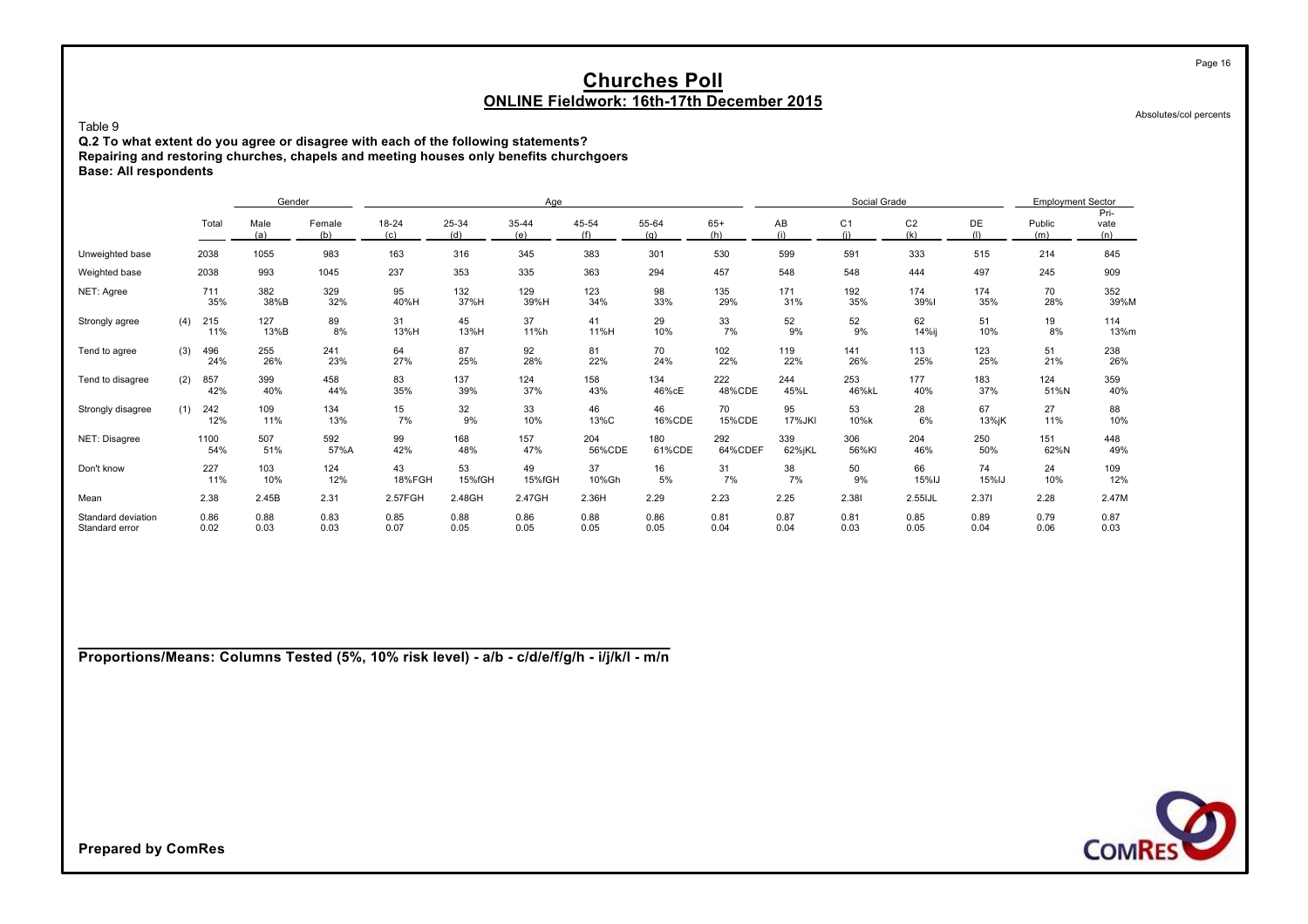# Churches Poll

## ONLINE Fieldwork: 16th-17th December 2015

Absolutes/col percents

Table 9

**Q.2 To what extent do you agree or disagree with each of the following statements?**
**Repairing and restoring churches, chapels and meeting houses only benefits churchgoers**
**Base: All respondents**

| | | Total | Gender | | Age | | | | | | Social Grade | | | | Employment Sector | |
|---|---|---|---|---|---|---|---|---|---|---|---|---|---|---|---|---|
| | | | Male (a) | Female (b) | 18-24 (c) | 25-34 (d) | 35-44 (e) | 45-54 (f) | 55-64 (g) | 65+ (h) | AB (i) | C1 (j) | C2 (k) | DE (l) | Public (m) | Pri-vate (n) |
| Unweighted base | | 2038 | 1055 | 983 | 163 | 316 | 345 | 383 | 301 | 530 | 599 | 591 | 333 | 515 | 214 | 845 |
| Weighted base | | 2038 | 993 | 1045 | 237 | 353 | 335 | 363 | 294 | 457 | 548 | 548 | 444 | 497 | 245 | 909 |
| NET: Agree | | 711<br>35% | 382<br>38%B | 329<br>32% | 95<br>40%H | 132<br>37%H | 129<br>39%H | 123<br>34% | 98<br>33% | 135<br>29% | 171<br>31% | 192<br>35% | 174<br>39%I | 174<br>35% | 70<br>28% | 352<br>39%M |
| Strongly agree | (4) | 215<br>11% | 127<br>13%B | 89<br>8% | 31<br>13%H | 45<br>13%H | 37<br>11%h | 41<br>11%H | 29<br>10% | 33<br>7% | 52<br>9% | 52<br>9% | 62<br>14%ij | 51<br>10% | 19<br>8% | 114<br>13%m |
| Tend to agree | (3) | 496<br>24% | 255<br>26% | 241<br>23% | 64<br>27% | 87<br>25% | 92<br>28% | 81<br>22% | 70<br>24% | 102<br>22% | 119<br>22% | 141<br>26% | 113<br>25% | 123<br>25% | 51<br>21% | 238<br>26% |
| Tend to disagree | (2) | 857<br>42% | 399<br>40% | 458<br>44% | 83<br>35% | 137<br>39% | 124<br>37% | 158<br>43% | 134<br>46%cE | 222<br>48%CDE | 244<br>45%L | 253<br>46%kL | 177<br>40% | 183<br>37% | 124<br>51%N | 359<br>40% |
| Strongly disagree | (1) | 242<br>12% | 109<br>11% | 134<br>13% | 15<br>7% | 32<br>9% | 33<br>10% | 46<br>13%C | 46<br>16%CDE | 70<br>15%CDE | 95<br>17%JKI | 53<br>10%k | 28<br>6% | 67<br>13%jK | 27<br>11% | 88<br>10% |
| NET: Disagree | | 1100<br>54% | 507<br>51% | 592<br>57%A | 99<br>42% | 168<br>48% | 157<br>47% | 204<br>56%CDE | 180<br>61%CDE | 292<br>64%CDEF | 339<br>62%jKL | 306<br>56%Kl | 204<br>46% | 250<br>50% | 151<br>62%N | 448<br>49% |
| Don't know | | 227<br>11% | 103<br>10% | 124<br>12% | 43<br>18%FGH | 53<br>15%fGH | 49<br>15%fGH | 37<br>10%Gh | 16<br>5% | 31<br>7% | 38<br>7% | 50<br>9% | 66<br>15%IJ | 74<br>15%IJ | 24<br>10% | 109<br>12% |
| Mean | | 2.38 | 2.45B | 2.31 | 2.57FGH | 2.48GH | 2.47GH | 2.36H | 2.29 | 2.23 | 2.25 | 2.38I | 2.55IJL | 2.37I | 2.28 | 2.47M |
| Standard deviation | | 0.86 | 0.88 | 0.83 | 0.85 | 0.88 | 0.86 | 0.88 | 0.86 | 0.81 | 0.87 | 0.81 | 0.85 | 0.89 | 0.79 | 0.87 |
| Standard error | | 0.02 | 0.03 | 0.03 | 0.07 | 0.05 | 0.05 | 0.05 | 0.05 | 0.04 | 0.04 | 0.03 | 0.05 | 0.04 | 0.06 | 0.03 |

**Proportions/Means: Columns Tested (5%, 10% risk level) - a/b - c/d/e/f/g/h - i/j/k/l - m/n**

**Prepared by ComRes**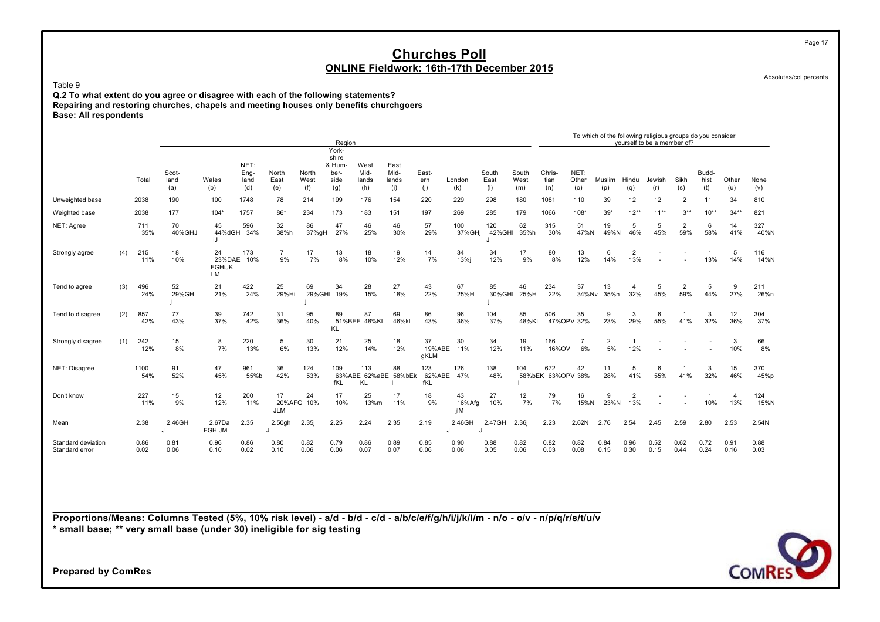# Churches Poll

## ONLINE Fieldwork: 16th-17th December 2015

Absolutes/col percents

Table 9

**Q.2 To what extent do you agree or disagree with each of the following statements?**
**Repairing and restoring churches, chapels and meeting houses only benefits churchgoers**
**Base: All respondents**

| | | | Region | | | | | | | | | | | | | To which of the following religious groups do you consider yourself to be a member of? | | | | | | | | |
|---|---|---|---|---|---|---|---|---|---|---|---|---|---|---|---|---|---|---|---|---|---|---|---|---|
| | | Total | Scot-land (a) | Wales (b) | NET: Eng-land (d) | North East (e) | North West (f) | York-shire & Hum-ber-side (g) | West Mid-lands (h) | East Mid-lands (i) | East-ern (j) | London (k) | South East (l) | South West (m) | Chris-tian (n) | NET: Other (o) | Muslim (p) | Hindu (q) | Jewish (r) | Sikh (s) | Budd-hist (t) | Other (u) | None (v) |
| Unweighted base | | 2038 | 190 | 100 | 1748 | 78 | 214 | 199 | 176 | 154 | 220 | 229 | 298 | 180 | 1081 | 110 | 39 | 12 | 12 | 2 | 11 | 34 | 810 |
| Weighted base | | 2038 | 177 | 104* | 1757 | 86* | 234 | 173 | 183 | 151 | 197 | 269 | 285 | 179 | 1066 | 108* | 39* | 12** | 11** | 3** | 10** | 34** | 821 |
| NET: Agree | | 711 35% | 70 40%GHJ | 45 44%dGH iJ | 596 34% | 32 38%h | 86 37%gH | 47 27% | 46 25% | 46 30% | 57 29% | 100 37%GHj | 120 42%GHI J | 62 35%h | 315 30% | 51 47%N | 19 49%N | 5 46% | 5 45% | 2 59% | 6 58% | 14 41% | 327 40%N |
| Strongly agree | (4) | 215 11% | 18 10% | 24 23%DAE FGHIJK LM | 173 10% | 7 9% | 17 7% | 13 8% | 18 10% | 19 12% | 14 7% | 34 13%j | 34 12% | 17 9% | 80 8% | 13 12% | 6 14% | 2 13% | - | - | 1 13% | 5 14% | 116 14%N |
| Tend to agree | (3) | 496 24% | 52 29%GHI j | 21 21% | 422 24% | 25 29%Hi | 69 29%GHI j | 34 19% | 28 15% | 27 18% | 43 22% | 67 25%H | 85 30%GHI j | 46 25%H | 234 22% | 37 34%Nv | 13 35%n | 4 32% | 5 45% | 2 59% | 5 44% | 9 27% | 211 26%n |
| Tend to disagree | (2) | 857 42% | 77 43% | 39 37% | 742 42% | 31 36% | 95 40% | 89 51%BEF KL | 87 48%KL | 69 46%kl | 86 43% | 96 36% | 104 37% | 85 48%KL | 506 47%OPV | 35 32% | 9 23% | 3 29% | 6 55% | 1 41% | 3 32% | 12 36% | 304 37% |
| Strongly disagree | (1) | 242 12% | 15 8% | 8 7% | 220 13% | 5 6% | 30 13% | 21 12% | 25 14% | 18 12% | 37 19%ABE gKLM | 30 11% | 34 12% | 19 11% | 166 16%OV | 7 6% | 2 5% | 1 12% | - | - | - | 3 10% | 66 8% |
| NET: Disagree | | 1100 54% | 91 52% | 47 45% | 961 55%b | 36 42% | 124 53% | 109 63%ABE fKL | 113 62%aBE KL | 88 58%bEk l | 123 62%ABE fKL | 126 47% | 138 48% | 104 58%bEK l | 672 63%OPV | 42 38% | 11 28% | 5 41% | 6 55% | 1 41% | 3 32% | 15 46% | 370 45%p |
| Don't know | | 227 11% | 15 9% | 12 12% | 200 11% | 17 20%AFG JLM | 24 10% | 17 10% | 25 13%m | 17 11% | 18 9% | 43 16%Afg jlM | 27 10% | 12 7% | 79 7% | 16 15%N | 9 23%N | 2 13% | - | - | 1 10% | 4 13% | 124 15%N |
| Mean | | 2.38 | 2.46GH J | 2.67Da FGHIJM | 2.35 | 2.50gh J | 2.35j | 2.25 | 2.24 | 2.35 | 2.19 | 2.46GH J | 2.47GH J | 2.36j | 2.23 | 2.62N | 2.76 | 2.54 | 2.45 | 2.59 | 2.80 | 2.53 | 2.54N |
| Standard deviation | | 0.86 | 0.81 | 0.96 | 0.86 | 0.80 | 0.82 | 0.79 | 0.86 | 0.89 | 0.85 | 0.90 | 0.88 | 0.82 | 0.82 | 0.82 | 0.84 | 0.96 | 0.52 | 0.62 | 0.72 | 0.91 | 0.88 |
| Standard error | | 0.02 | 0.06 | 0.10 | 0.02 | 0.10 | 0.06 | 0.06 | 0.07 | 0.07 | 0.06 | 0.06 | 0.05 | 0.06 | 0.03 | 0.08 | 0.15 | 0.30 | 0.15 | 0.44 | 0.24 | 0.16 | 0.03 |

**Proportions/Means: Columns Tested (5%, 10% risk level) - a/d - b/d - c/d - a/b/c/e/f/g/h/i/j/k/l/m - n/o - o/v - n/p/q/r/s/t/u/v**
**\* small base; \*\* very small base (under 30) ineligible for sig testing**

**Prepared by ComRes**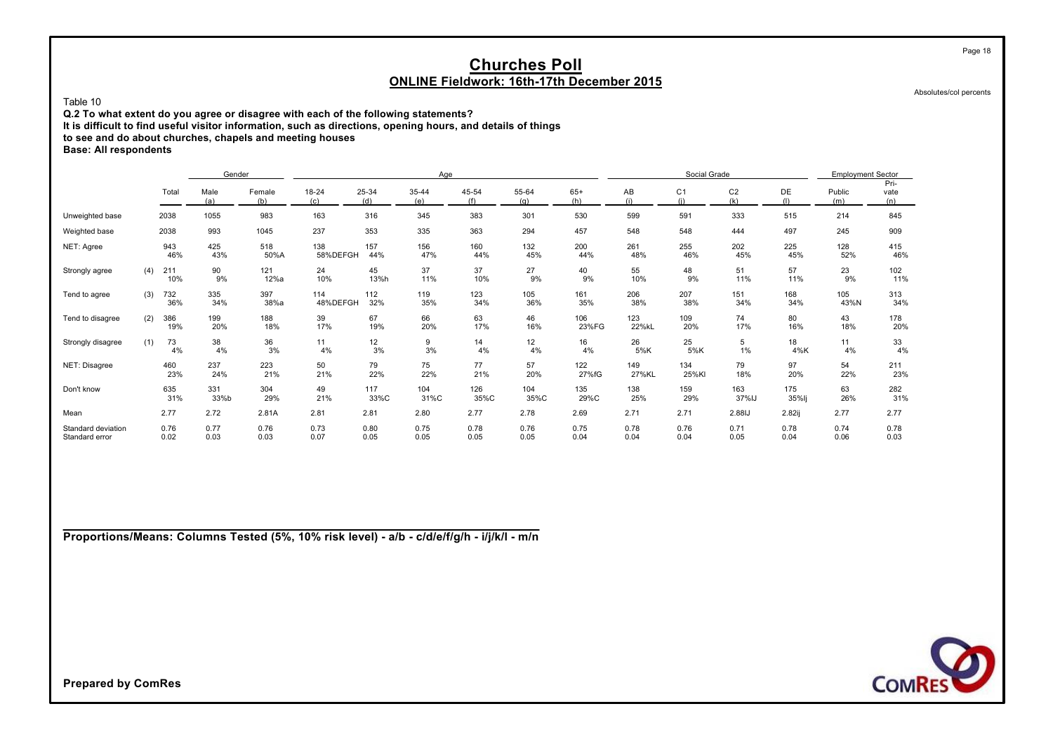# Churches Poll

## ONLINE Fieldwork: 16th-17th December 2015

Absolutes/col percents

Table 10

**Q.2 To what extent do you agree or disagree with each of the following statements?**
**It is difficult to find useful visitor information, such as directions, opening hours, and details of things to see and do about churches, chapels and meeting houses**
**Base: All respondents**

| | | Total | Gender | | Age | | | | | | Social Grade | | | | Employment Sector | |
|---|---|---|---|---|---|---|---|---|---|---|---|---|---|---|---|---|
| | | | Male (a) | Female (b) | 18-24 (c) | 25-34 (d) | 35-44 (e) | 45-54 (f) | 55-64 (g) | 65+ (h) | AB (i) | C1 (j) | C2 (k) | DE (l) | Public (m) | Private (n) |
| Unweighted base | | 2038 | 1055 | 983 | 163 | 316 | 345 | 383 | 301 | 530 | 599 | 591 | 333 | 515 | 214 | 845 |
| Weighted base | | 2038 | 993 | 1045 | 237 | 353 | 335 | 363 | 294 | 457 | 548 | 548 | 444 | 497 | 245 | 909 |
| NET: Agree | | 943 | 425 | 518 | 138 | 157 | 156 | 160 | 132 | 200 | 261 | 255 | 202 | 225 | 128 | 415 |
| | | 46% | 43% | 50%A | 58%DEFGH | 44% | 47% | 44% | 45% | 44% | 48% | 46% | 45% | 45% | 52% | 46% |
| Strongly agree | (4) | 211 | 90 | 121 | 24 | 45 | 37 | 37 | 27 | 40 | 55 | 48 | 51 | 57 | 23 | 102 |
| | | 10% | 9% | 12%a | 10% | 13%h | 11% | 10% | 9% | 9% | 10% | 9% | 11% | 11% | 9% | 11% |
| Tend to agree | (3) | 732 | 335 | 397 | 114 | 112 | 119 | 123 | 105 | 161 | 206 | 207 | 151 | 168 | 105 | 313 |
| | | 36% | 34% | 38%a | 48%DEFGH | 32% | 35% | 34% | 36% | 35% | 38% | 38% | 34% | 34% | 43%N | 34% |
| Tend to disagree | (2) | 386 | 199 | 188 | 39 | 67 | 66 | 63 | 46 | 106 | 123 | 109 | 74 | 80 | 43 | 178 |
| | | 19% | 20% | 18% | 17% | 19% | 20% | 17% | 16% | 23%FG | 22%kL | 20% | 17% | 16% | 18% | 20% |
| Strongly disagree | (1) | 73 | 38 | 36 | 11 | 12 | 9 | 14 | 12 | 16 | 26 | 25 | 5 | 18 | 11 | 33 |
| | | 4% | 4% | 3% | 4% | 3% | 3% | 4% | 4% | 4% | 5%K | 5%K | 1% | 4%K | 4% | 4% |
| NET: Disagree | | 460 | 237 | 223 | 50 | 79 | 75 | 77 | 57 | 122 | 149 | 134 | 79 | 97 | 54 | 211 |
| | | 23% | 24% | 21% | 21% | 22% | 22% | 21% | 20% | 27%fG | 27%KL | 25%Kl | 18% | 20% | 22% | 23% |
| Don't know | | 635 | 331 | 304 | 49 | 117 | 104 | 126 | 104 | 135 | 138 | 159 | 163 | 175 | 63 | 282 |
| | | 31% | 33%b | 29% | 21% | 33%C | 31%C | 35%C | 35%C | 29%C | 25% | 29% | 37%IJ | 35%Ij | 26% | 31% |
| Mean | | 2.77 | 2.72 | 2.81A | 2.81 | 2.81 | 2.80 | 2.77 | 2.78 | 2.69 | 2.71 | 2.71 | 2.88IJ | 2.82ij | 2.77 | 2.77 |
| Standard deviation | | 0.76 | 0.77 | 0.76 | 0.73 | 0.80 | 0.75 | 0.78 | 0.76 | 0.75 | 0.78 | 0.76 | 0.71 | 0.78 | 0.74 | 0.78 |
| Standard error | | 0.02 | 0.03 | 0.03 | 0.07 | 0.05 | 0.05 | 0.05 | 0.05 | 0.04 | 0.04 | 0.04 | 0.05 | 0.04 | 0.06 | 0.03 |

**Proportions/Means: Columns Tested (5%, 10% risk level) - a/b - c/d/e/f/g/h - i/j/k/l - m/n**

**Prepared by ComRes**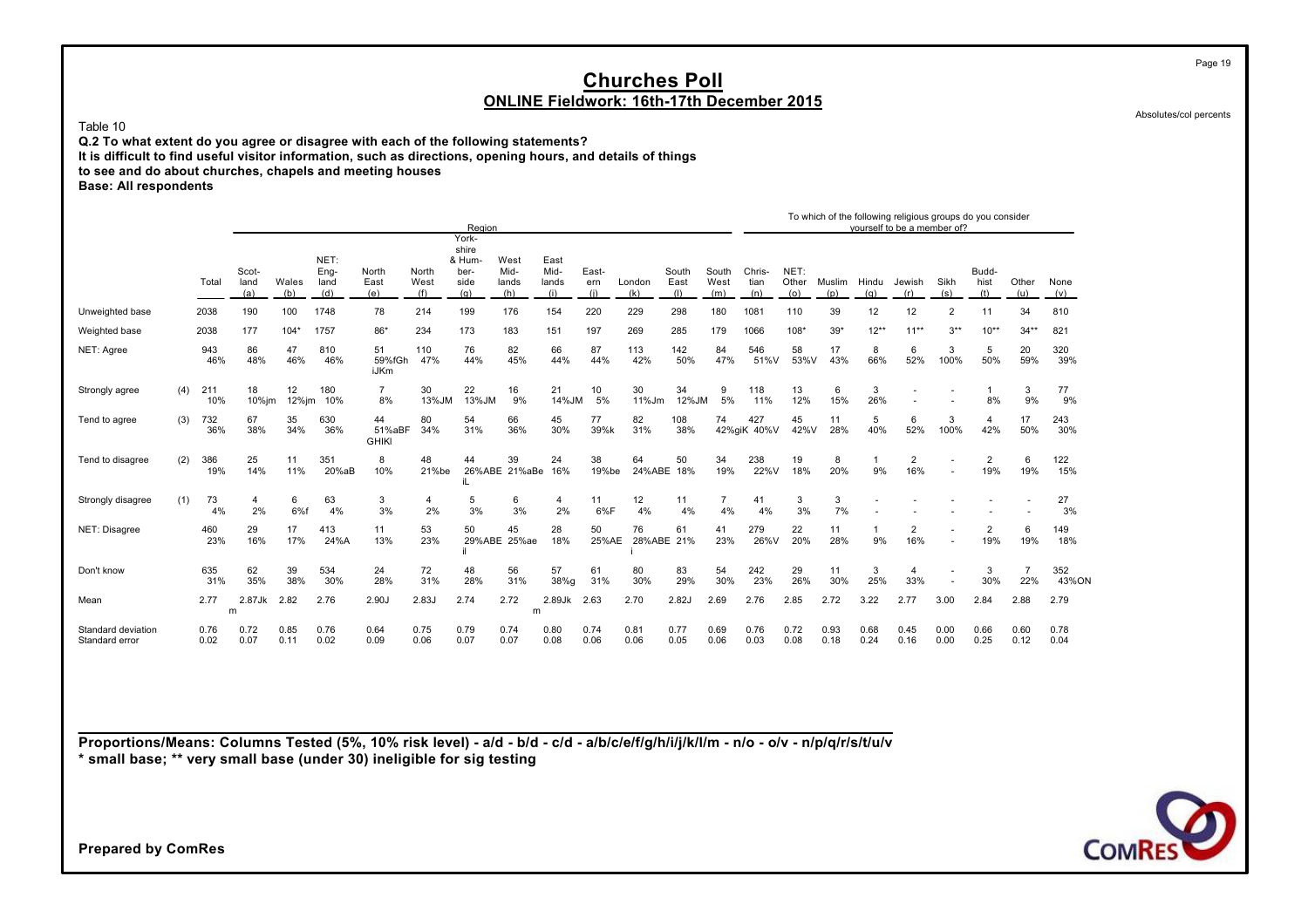# Churches Poll

## ONLINE Fieldwork: 16th-17th December 2015

Absolutes/col percents

Table 10

**Q.2 To what extent do you agree or disagree with each of the following statements?**
**It is difficult to find useful visitor information, such as directions, opening hours, and details of things to see and do about churches, chapels and meeting houses**
**Base: All respondents**

| | | Total | Scot-land (a) | Wales (b) | NET: Eng-land (d) | North East (e) | North West (f) | York-shire & Hum-ber-side (g) | West Mid-lands (h) | East Mid-lands (i) | East-ern (j) | London (k) | South East (l) | South West (m) | Chris-tian (n) | NET: Other (o) | Muslim (p) | Hindu (q) | Jewish (r) | Sikh (s) | Budd-hist (t) | Other (u) | None (v) |
|---|---|---|---|---|---|---|---|---|---|---|---|---|---|---|---|---|---|---|---|---|---|---|---|
| | | | Region | | | | | | | | | | | | To which of the following religious groups do you consider yourself to be a member of? | | | | | | | | |
| Unweighted base | | 2038 | 190 | 100 | 1748 | 78 | 214 | 199 | 176 | 154 | 220 | 229 | 298 | 180 | 1081 | 110 | 39 | 12 | 12 | 2 | 11 | 34 | 810 |
| Weighted base | | 2038 | 177 | 104* | 1757 | 86* | 234 | 173 | 183 | 151 | 197 | 269 | 285 | 179 | 1066 | 108* | 39* | 12** | 11** | 3** | 10** | 34** | 821 |
| NET: Agree | | 943 | 86 | 47 | 810 | 51 | 110 | 76 | 82 | 66 | 87 | 113 | 142 | 84 | 546 | 58 | 17 | 8 | 6 | 3 | 5 | 20 | 320 |
| | | 46% | 48% | 46% | 46% | 59%fGh iJKm | 47% | 44% | 45% | 44% | 44% | 42% | 50% | 47% | 51%V | 53%V | 43% | 66% | 52% | 100% | 50% | 59% | 39% |
| Strongly agree | (4) | 211 | 18 | 12 | 180 | 7 | 30 | 22 | 16 | 21 | 10 | 30 | 34 | 9 | 118 | 13 | 6 | 3 | - | - | 1 | 3 | 77 |
| | | 10% | 10%jm | 12%jm | 10% | 8% | 13%JM | 13%JM | 9% | 14%JM | 5% | 11%Jm | 12%JM | 5% | 11% | 12% | 15% | 26% | - | - | 8% | 9% | 9% |
| Tend to agree | (3) | 732 | 67 | 35 | 630 | 44 | 80 | 54 | 66 | 45 | 77 | 82 | 108 | 74 | 427 | 45 | 11 | 5 | 6 | 3 | 4 | 17 | 243 |
| | | 36% | 38% | 34% | 36% | 51%aBF GHIKl | 34% | 31% | 36% | 30% | 39%k | 31% | 38% | 42%giK | 40%V | 42%V | 28% | 40% | 52% | 100% | 42% | 50% | 30% |
| Tend to disagree | (2) | 386 | 25 | 11 | 351 | 8 | 48 | 44 | 39 | 24 | 38 | 64 | 50 | 34 | 238 | 19 | 8 | 1 | 2 | - | 2 | 6 | 122 |
| | | 19% | 14% | 11% | 20%aB | 10% | 21%be | 26%ABE iL | 21%aBe | 16% | 19%be | 24%ABE | 18% | 19% | 22%V | 18% | 20% | 9% | 16% | - | 19% | 19% | 15% |
| Strongly disagree | (1) | 73 | 4 | 6 | 63 | 3 | 4 | 5 | 6 | 4 | 11 | 12 | 11 | 7 | 41 | 3 | 3 | - | - | - | - | - | 27 |
| | | 4% | 2% | 6%f | 4% | 3% | 2% | 3% | 3% | 2% | 6%F | 4% | 4% | 4% | 4% | 3% | 7% | - | - | - | - | - | 3% |
| NET: Disagree | | 460 | 29 | 17 | 413 | 11 | 53 | 50 | 45 | 28 | 50 | 76 | 61 | 41 | 279 | 22 | 11 | 1 | 2 | - | 2 | 6 | 149 |
| | | 23% | 16% | 17% | 24%A | 13% | 23% | 29%ABE il | 25%ae | 18% | 25%AE | 28%ABE i | 21% | 23% | 26%V | 20% | 28% | 9% | 16% | - | 19% | 19% | 18% |
| Don't know | | 635 | 62 | 39 | 534 | 24 | 72 | 48 | 56 | 57 | 61 | 80 | 83 | 54 | 242 | 29 | 11 | 3 | 4 | - | 3 | 7 | 352 |
| | | 31% | 35% | 38% | 30% | 28% | 31% | 28% | 31% | 38%g | 31% | 30% | 29% | 30% | 23% | 26% | 30% | 25% | 33% | - | 30% | 22% | 43%ON |
| Mean | | 2.77 | 2.87Jk m | 2.82 | 2.76 | 2.90J | 2.83J | 2.74 | 2.72 | 2.89Jk m | 2.63 | 2.70 | 2.82J | 2.69 | 2.76 | 2.85 | 2.72 | 3.22 | 2.77 | 3.00 | 2.84 | 2.88 | 2.79 |
| Standard deviation | | 0.76 | 0.72 | 0.85 | 0.76 | 0.64 | 0.75 | 0.79 | 0.74 | 0.80 | 0.74 | 0.81 | 0.77 | 0.69 | 0.76 | 0.72 | 0.93 | 0.68 | 0.45 | 0.00 | 0.66 | 0.60 | 0.78 |
| Standard error | | 0.02 | 0.07 | 0.11 | 0.02 | 0.09 | 0.06 | 0.07 | 0.07 | 0.08 | 0.06 | 0.06 | 0.05 | 0.06 | 0.03 | 0.08 | 0.18 | 0.24 | 0.16 | 0.00 | 0.25 | 0.12 | 0.04 |

**Proportions/Means: Columns Tested (5%, 10% risk level) - a/d - b/d - c/d - a/b/c/e/f/g/h/i/j/k/l/m - n/o - o/v - n/p/q/r/s/t/u/v**
**\* small base; \*\* very small base (under 30) ineligible for sig testing**

**Prepared by ComRes**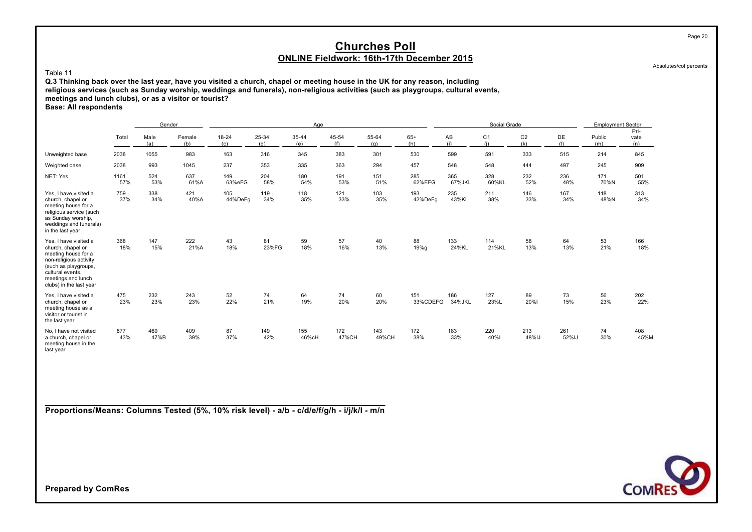# Churches Poll

## ONLINE Fieldwork: 16th-17th December 2015

Absolutes/col percents

Table 11

**Q.3 Thinking back over the last year, have you visited a church, chapel or meeting house in the UK for any reason, including religious services (such as Sunday worship, weddings and funerals), non-religious activities (such as playgroups, cultural events, meetings and lunch clubs), or as a visitor or tourist?**

**Base: All respondents**

| | | Gender | | Age | | | | | | Social Grade | | | | Employment Sector | |
|---|---|---|---|---|---|---|---|---|---|---|---|---|---|---|---|
| | Total | Male (a) | Female (b) | 18-24 (c) | 25-34 (d) | 35-44 (e) | 45-54 (f) | 55-64 (g) | 65+ (h) | AB (i) | C1 (j) | C2 (k) | DE (l) | Public (m) | Pri-vate (n) |
| Unweighted base | 2038 | 1055 | 983 | 163 | 316 | 345 | 383 | 301 | 530 | 599 | 591 | 333 | 515 | 214 | 845 |
| Weighted base | 2038 | 993 | 1045 | 237 | 353 | 335 | 363 | 294 | 457 | 548 | 548 | 444 | 497 | 245 | 909 |
| NET: Yes | 1161 | 524 | 637 | 149 | 204 | 180 | 191 | 151 | 285 | 365 | 328 | 232 | 236 | 171 | 501 |
| | 57% | 53% | 61%A | 63%eFG | 58% | 54% | 53% | 51% | 62%EFG | 67%JKL | 60%KL | 52% | 48% | 70%N | 55% |
| Yes, I have visited a church, chapel or meeting house for a religious service (such as Sunday worship, weddings and funerals) in the last year | 759 | 338 | 421 | 105 | 119 | 118 | 121 | 103 | 193 | 235 | 211 | 146 | 167 | 118 | 313 |
| | 37% | 34% | 40%A | 44%DeFg | 34% | 35% | 33% | 35% | 42%DeFg | 43%KL | 38% | 33% | 34% | 48%N | 34% |
| Yes, I have visited a church, chapel or meeting house for a non-religious activity (such as playgroups, cultural events, meetings and lunch clubs) in the last year | 368 | 147 | 222 | 43 | 81 | 59 | 57 | 40 | 88 | 133 | 114 | 58 | 64 | 53 | 166 |
| | 18% | 15% | 21%A | 18% | 23%FG | 18% | 16% | 13% | 19%g | 24%KL | 21%KL | 13% | 13% | 21% | 18% |
| Yes, I have visited a church, chapel or meeting house as a visitor or tourist in the last year | 475 | 232 | 243 | 52 | 74 | 64 | 74 | 60 | 151 | 186 | 127 | 89 | 73 | 56 | 202 |
| | 23% | 23% | 23% | 22% | 21% | 19% | 20% | 20% | 33%CDEFG | 34%JKL | 23%L | 20%l | 15% | 23% | 22% |
| No, I have not visited a church, chapel or meeting house in the last year | 877 | 469 | 409 | 87 | 149 | 155 | 172 | 143 | 172 | 183 | 220 | 213 | 261 | 74 | 408 |
| | 43% | 47%B | 39% | 37% | 42% | 46%cH | 47%CH | 49%CH | 38% | 33% | 40%I | 48%IJ | 52%IJ | 30% | 45%M |

**Proportions/Means: Columns Tested (5%, 10% risk level) - a/b - c/d/e/f/g/h - i/j/k/l - m/n**

**Prepared by ComRes**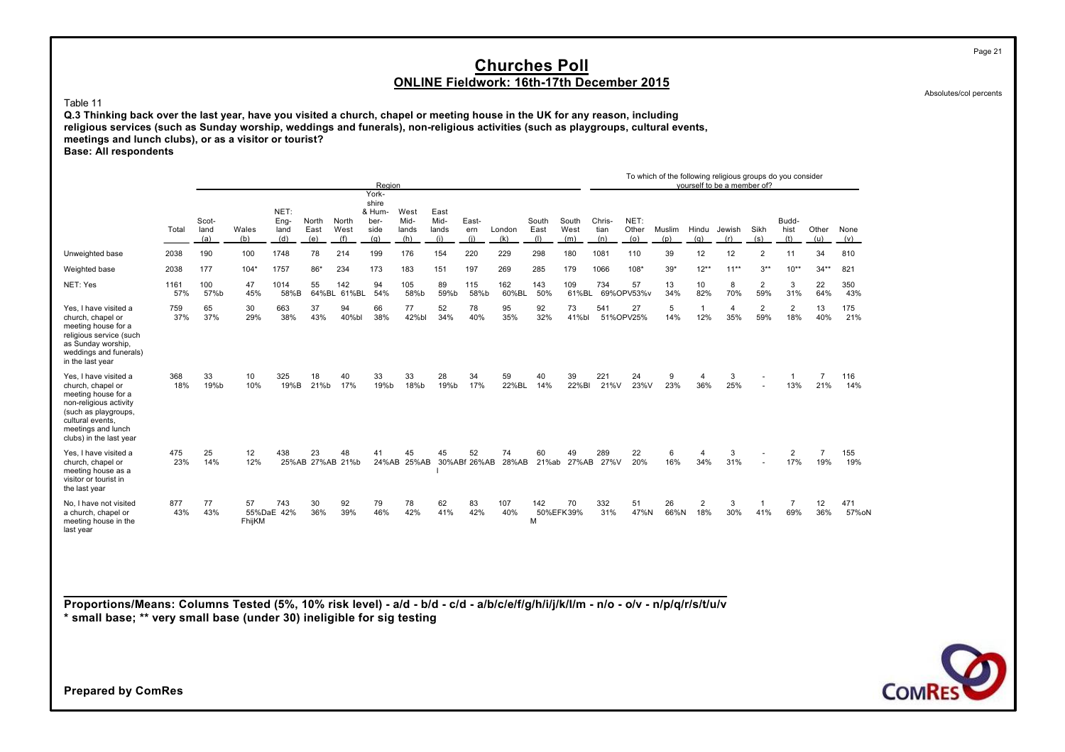# Churches Poll

## ONLINE Fieldwork: 16th-17th December 2015

Absolutes/col percents

Table 11

**Q.3 Thinking back over the last year, have you visited a church, chapel or meeting house in the UK for any reason, including religious services (such as Sunday worship, weddings and funerals), non-religious activities (such as playgroups, cultural events, meetings and lunch clubs), or as a visitor or tourist?**

**Base: All respondents**

| | | Region | | | | | | | | | | | | | To which of the following religious groups do you consider yourself to be a member of? | | | | | | | | |
|---|---|---|---|---|---|---|---|---|---|---|---|---|---|---|---|---|---|---|---|---|---|---|
| | Total | Scotland (a) | Wales (b) | NET: England (d) | North East (e) | North West (f) | Yorkshire & Humberside (g) | West Midlands (h) | East Midlands (i) | Eastern (j) | London (k) | South East (l) | South West (m) | Christian (n) | NET: Other (o) | Muslim (p) | Hindu (q) | Jewish (r) | Sikh (s) | Buddhist (t) | Other (u) | None (v) |
| Unweighted base | 2038 | 190 | 100 | 1748 | 78 | 214 | 199 | 176 | 154 | 220 | 229 | 298 | 180 | 1081 | 110 | 39 | 12 | 12 | 2 | 11 | 34 | 810 |
| Weighted base | 2038 | 177 | 104* | 1757 | 86* | 234 | 173 | 183 | 151 | 197 | 269 | 285 | 179 | 1066 | 108* | 39* | 12** | 11** | 3** | 10** | 34** | 821 |
| NET: Yes | 1161<br>57% | 100<br>57%b | 47<br>45% | 1014<br>58%B | 55<br>64%BL | 142<br>61%BL | 94<br>54% | 105<br>58%b | 89<br>59%b | 115<br>58%b | 162<br>60%BL | 143<br>50% | 109<br>61%BL | 734<br>69%OPV | 57<br>53%v | 13<br>34% | 10<br>82% | 8<br>70% | 2<br>59% | 3<br>31% | 22<br>64% | 350<br>43% |
| Yes, I have visited a church, chapel or meeting house for a religious service (such as Sunday worship, weddings and funerals) in the last year | 759<br>37% | 65<br>37% | 30<br>29% | 663<br>38% | 37<br>43% | 94<br>40%bl | 66<br>38% | 77<br>42%bl | 52<br>34% | 78<br>40% | 95<br>35% | 92<br>32% | 73<br>41%bl | 541<br>51%OPV | 27<br>25% | 5<br>14% | 1<br>12% | 4<br>35% | 2<br>59% | 2<br>18% | 13<br>40% | 175<br>21% |
| Yes, I have visited a church, chapel or meeting house for a non-religious activity (such as playgroups, cultural events, meetings and lunch clubs) in the last year | 368<br>18% | 33<br>19%b | 10<br>10% | 325<br>19%B | 18<br>21%b | 40<br>17% | 33<br>19%b | 33<br>18%b | 28<br>19%b | 34<br>17% | 59<br>22%BL | 40<br>14% | 39<br>22%Bl | 221<br>21%V | 24<br>23%V | 9<br>23% | 4<br>36% | 3<br>25% | - | 1<br>13% | 7<br>21% | 116<br>14% |
| Yes, I have visited a church, chapel or meeting house as a visitor or tourist in the last year | 475<br>23% | 25<br>14% | 12<br>12% | 438<br>25%AB | 23<br>27%AB | 48<br>21%b | 41<br>24%AB | 45<br>25%AB | 45<br>30%ABfI | 52<br>26%AB | 74<br>28%AB | 60<br>21%ab | 49<br>27%AB | 289<br>27%V | 22<br>20% | 6<br>16% | 4<br>34% | 3<br>31% | - | 2<br>17% | 7<br>19% | 155<br>19% |
| No, I have not visited a church, chapel or meeting house in the last year | 877<br>43% | 77<br>43% | 57<br>55%DaE FhijKM | 743<br>42% | 30<br>36% | 92<br>39% | 79<br>46% | 78<br>42% | 62<br>41% | 83<br>42% | 107<br>40% | 142<br>50%EFK M | 70<br>39% | 332<br>31% | 51<br>47%N | 26<br>66%N | 2<br>18% | 3<br>30% | 1<br>41% | 7<br>69% | 12<br>36% | 471<br>57%oN |

**Proportions/Means: Columns Tested (5%, 10% risk level) - a/d - b/d - c/d - a/b/c/e/f/g/h/i/j/k/l/m - n/o - o/v - n/p/q/r/s/t/u/v**
**\* small base; \*\* very small base (under 30) ineligible for sig testing**

**Prepared by ComRes**